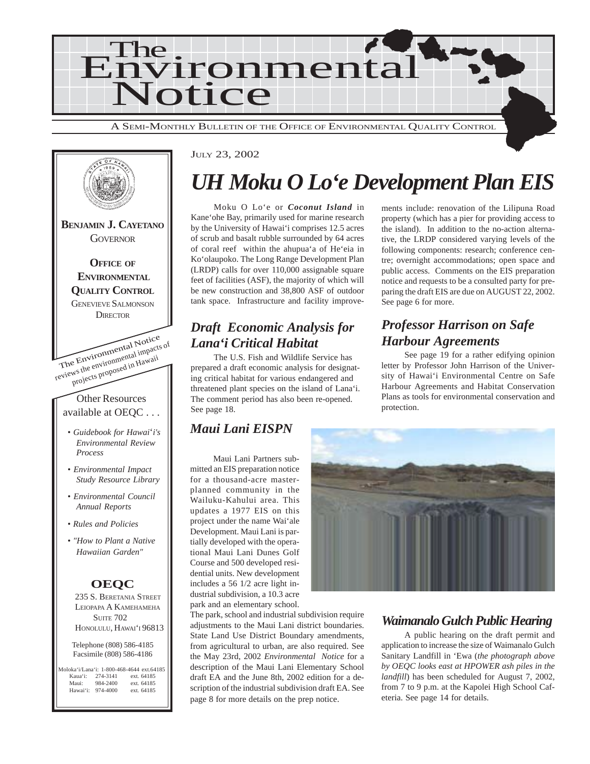# The Environmental Notice

A SEMI-MONTHLY BULLETIN OF THE OFFICE OF ENVIRONMENTAL QUALITY CONTROL

**BENJAMIN J. CAYETANO**
GOVERNOR

**OFFICE OF ENVIRONMENTAL QUALITY CONTROL**
GENEVIEVE SALMONSON
DIRECTOR

The Environmental Notice reviews the environmental impacts of projects proposed in Hawaii

Other Resources available at OEQC . . .

- *Guidebook for Hawai'i's Environmental Review Process*
- *Environmental Impact Study Resource Library*
- *Environmental Council Annual Reports*
- *Rules and Policies*
- *"How to Plant a Native Hawaiian Garden"*

**OEQC**
235 S. BERETANIA STREET
LEIOPAPA A KAMEHAMEHA
SUITE 702
HONOLULU, HAWAI'I 96813

Telephone (808) 586-4185
Facsimile (808) 586-4186

Moloka'i/Lana'i: 1-800-468-4644 ext.64185
Kaua'i: 274-3141 ext. 64185
Maui: 984-2400 ext. 64185
Hawai'i: 974-4000 ext. 64185

JULY 23, 2002

# *UH Moku O Lo'e Development Plan EIS*

Moku O Lo'e or ***Coconut Island*** in Kane'ohe Bay, primarily used for marine research by the University of Hawai'i comprises 12.5 acres of scrub and basalt rubble surrounded by 64 acres of coral reef within the ahupua'a of He'eia in Ko'olaupoko. The Long Range Development Plan (LRDP) calls for over 110,000 assignable square feet of facilities (ASF), the majority of which will be new construction and 38,800 ASF of outdoor tank space. Infrastructure and facility improvements include: renovation of the Lilipuna Road property (which has a pier for providing access to the island). In addition to the no-action alternative, the LRDP considered varying levels of the following components: research; conference centre; overnight accommodations; open space and public access. Comments on the EIS preparation notice and requests to be a consulted party for preparing the draft EIS are due on AUGUST 22, 2002. See page 6 for more.

## *Draft Economic Analysis for Lana'i Critical Habitat*

The U.S. Fish and Wildlife Service has prepared a draft economic analysis for designating critical habitat for various endangered and threatened plant species on the island of Lana'i. The comment period has also been re-opened. See page 18.

## *Professor Harrison on Safe Harbour Agreements*

See page 19 for a rather edifying opinion letter by Professor John Harrison of the University of Hawai'i Environmental Centre on Safe Harbour Agreements and Habitat Conservation Plans as tools for environmental conservation and protection.

## *Maui Lani EISPN*

Maui Lani Partners submitted an EIS preparation notice for a thousand-acre master-planned community in the Wailuku-Kahului area. This updates a 1977 EIS on this project under the name Wai'ale Development. Maui Lani is partially developed with the operational Maui Lani Dunes Golf Course and 500 developed residential units. New development includes a 56 1/2 acre light industrial subdivision, a 10.3 acre park and an elementary school. The park, school and industrial subdivision require adjustments to the Maui Lani district boundaries. State Land Use District Boundary amendments, from agricultural to urban, are also required. See the May 23rd, 2002 *Environmental Notice* for a description of the Maui Lani Elementary School draft EA and the June 8th, 2002 edition for a description of the industrial subdivision draft EA. See page 8 for more details on the prep notice.

## *Waimanalo Gulch Public Hearing*

A public hearing on the draft permit and application to increase the size of Waimanalo Gulch Sanitary Landfill in 'Ewa (*the photograph above by OEQC looks east at HPOWER ash piles in the landfill*) has been scheduled for August 7, 2002, from 7 to 9 p.m. at the Kapolei High School Cafeteria. See page 14 for details.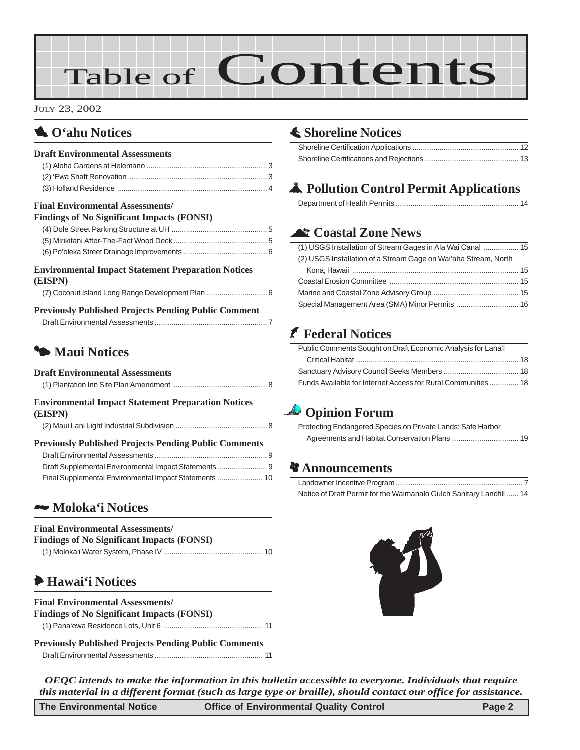# Table of Contents

JULY 23, 2002

## O'ahu Notices

### Draft Environmental Assessments

(1) Aloha Gardens at Helemano .......... 3
(2) 'Ewa Shaft Renovation .......... 3
(3) Holland Residence .......... 4

### Final Environmental Assessments/ Findings of No Significant Impacts (FONSI)

(4) Dole Street Parking Structure at UH .......... 5
(5) Mirikitani After-The-Fact Wood Deck .......... 5
(6) Po'oleka Street Drainage Improvements .......... 6

### Environmental Impact Statement Preparation Notices (EISPN)

(7) Coconut Island Long Range Development Plan .......... 6

### Previously Published Projects Pending Public Comment

Draft Environmental Assessments .......... 7

## Maui Notices

### Draft Environmental Assessments

(1) Plantation Inn Site Plan Amendment .......... 8

### Environmental Impact Statement Preparation Notices (EISPN)

(2) Maui Lani Light Industrial Subdivision .......... 8

### Previously Published Projects Pending Public Comments

Draft Environmental Assessments .......... 9
Draft Supplemental Environmental Impact Statements .......... 9
Final Supplemental Environmental Impact Statements .......... 10

## Moloka'i Notices

### Final Environmental Assessments/ Findings of No Significant Impacts (FONSI)

(1) Moloka'i Water System, Phase IV .......... 10

## Hawai'i Notices

### Final Environmental Assessments/ Findings of No Significant Impacts (FONSI)

(1) Pana'ewa Residence Lots, Unit 6 .......... 11

### Previously Published Projects Pending Public Comments

Draft Environmental Assessments .......... 11

## Shoreline Notices

Shoreline Certification Applications .......... 12
Shoreline Certifications and Rejections .......... 13

## Pollution Control Permit Applications

Department of Health Permits .......... 14

## Coastal Zone News

(1) USGS Installation of Stream Gages in Ala Wai Canal .......... 15
(2) USGS Installation of a Stream Gage on Wai'aha Stream, North Kona, Hawaii .......... 15
Coastal Erosion Committee .......... 15
Marine and Coastal Zone Advisory Group .......... 15
Special Management Area (SMA) Minor Permits .......... 16

## Federal Notices

Public Comments Sought on Draft Economic Analysis for Lana'i Critical Habitat .......... 18
Sanctuary Advisory Council Seeks Members .......... 18
Funds Available for Internet Access for Rural Communities .......... 18

## Opinion Forum

Protecting Endangered Species on Private Lands: Safe Harbor Agreements and Habitat Conservation Plans .......... 19

## Announcements

Landowner Incentive Program .......... 7
Notice of Draft Permit for the Waimanalo Gulch Sanitary Landfill .......... 14

*OEQC intends to make the information in this bulletin accessible to everyone. Individuals that require this material in a different format (such as large type or braille), should contact our office for assistance.*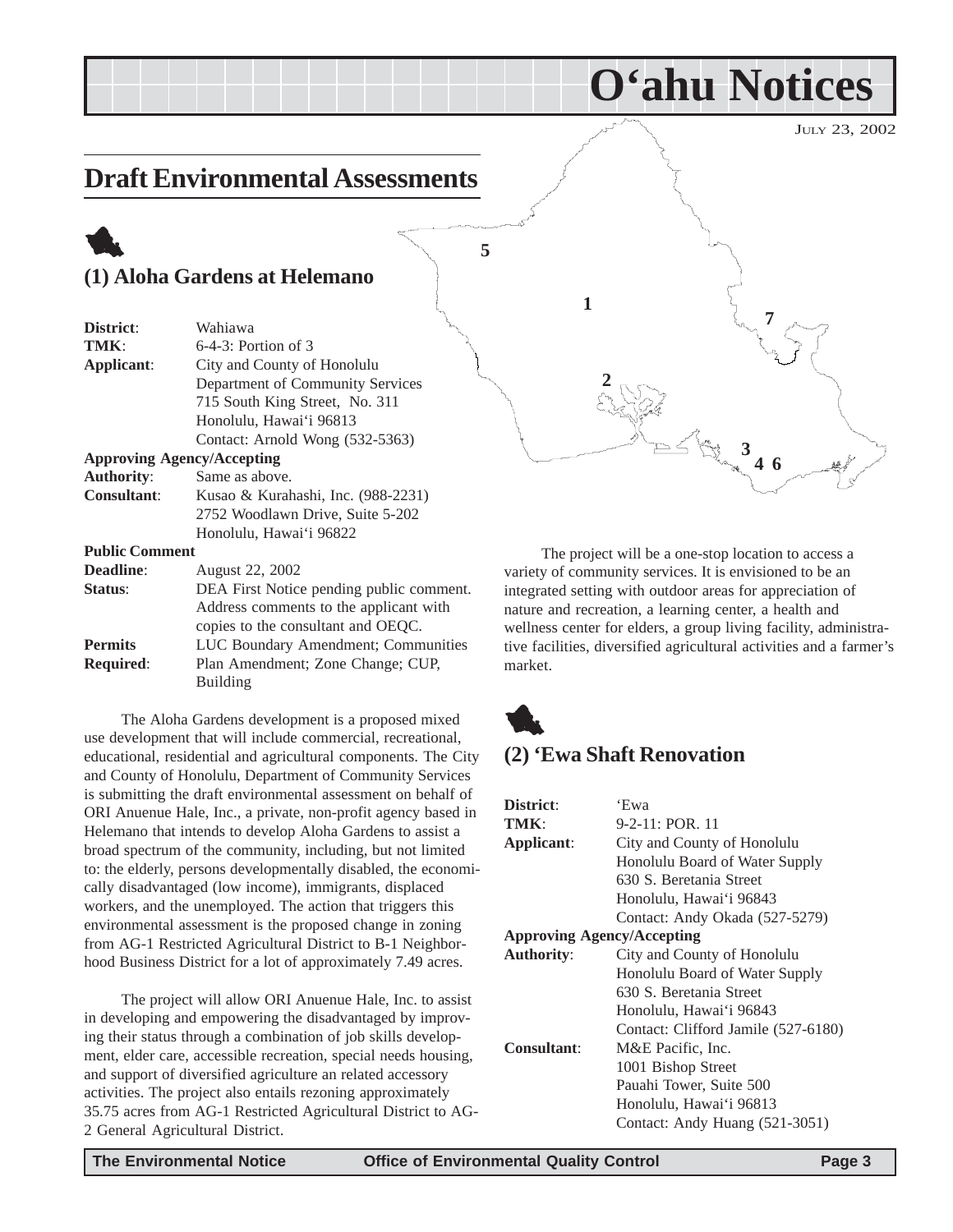# O'ahu Notices

JULY 23, 2002

## Draft Environmental Assessments

### (1) Aloha Gardens at Helemano

**District**: Wahiawa
**TMK**: 6-4-3: Portion of 3
**Applicant**: City and County of Honolulu
Department of Community Services
715 South King Street, No. 311
Honolulu, Hawai'i 96813
Contact: Arnold Wong (532-5363)
**Approving Agency/Accepting**
**Authority**: Same as above.
**Consultant**: Kusao & Kurahashi, Inc. (988-2231)
2752 Woodlawn Drive, Suite 5-202
Honolulu, Hawai'i 96822
**Public Comment**
**Deadline**: August 22, 2002
**Status**: DEA First Notice pending public comment. Address comments to the applicant with copies to the consultant and OEQC.
**Permits Required**: LUC Boundary Amendment; Communities Plan Amendment; Zone Change; CUP, Building

The Aloha Gardens development is a proposed mixed use development that will include commercial, recreational, educational, residential and agricultural components. The City and County of Honolulu, Department of Community Services is submitting the draft environmental assessment on behalf of ORI Anuenue Hale, Inc., a private, non-profit agency based in Helemano that intends to develop Aloha Gardens to assist a broad spectrum of the community, including, but not limited to: the elderly, persons developmentally disabled, the economically disadvantaged (low income), immigrants, displaced workers, and the unemployed. The action that triggers this environmental assessment is the proposed change in zoning from AG-1 Restricted Agricultural District to B-1 Neighborhood Business District for a lot of approximately 7.49 acres.

The project will allow ORI Anuenue Hale, Inc. to assist in developing and empowering the disadvantaged by improving their status through a combination of job skills development, elder care, accessible recreation, special needs housing, and support of diversified agriculture an related accessory activities. The project also entails rezoning approximately 35.75 acres from AG-1 Restricted Agricultural District to AG-2 General Agricultural District.

The project will be a one-stop location to access a variety of community services. It is envisioned to be an integrated setting with outdoor areas for appreciation of nature and recreation, a learning center, a health and wellness center for elders, a group living facility, administrative facilities, diversified agricultural activities and a farmer's market.

### (2) 'Ewa Shaft Renovation

**District**: 'Ewa
**TMK**: 9-2-11: POR. 11
**Applicant**: City and County of Honolulu
Honolulu Board of Water Supply
630 S. Beretania Street
Honolulu, Hawai'i 96843
Contact: Andy Okada (527-5279)
**Approving Agency/Accepting**
**Authority**: City and County of Honolulu
Honolulu Board of Water Supply
630 S. Beretania Street
Honolulu, Hawai'i 96843
Contact: Clifford Jamile (527-6180)
**Consultant**: M&E Pacific, Inc.
1001 Bishop Street
Pauahi Tower, Suite 500
Honolulu, Hawai'i 96813
Contact: Andy Huang (521-3051)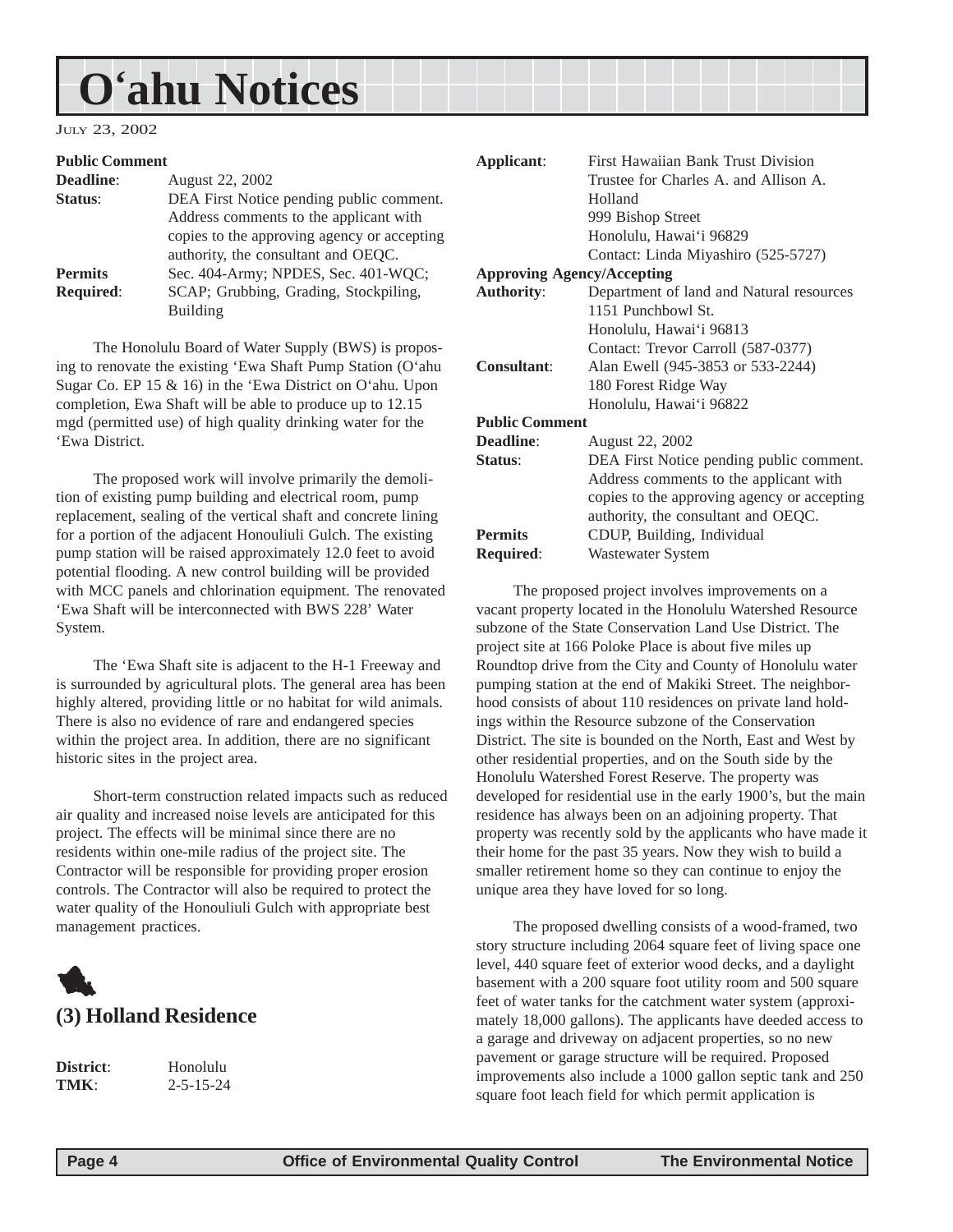# O'ahu Notices

JULY 23, 2002

**Public Comment**

**Deadline**: August 22, 2002

**Status**: DEA First Notice pending public comment. Address comments to the applicant with copies to the approving agency or accepting authority, the consultant and OEQC.

**Permits Required**: Sec. 404-Army; NPDES, Sec. 401-WQC; SCAP; Grubbing, Grading, Stockpiling, Building

The Honolulu Board of Water Supply (BWS) is proposing to renovate the existing 'Ewa Shaft Pump Station (O'ahu Sugar Co. EP 15 & 16) in the 'Ewa District on O'ahu. Upon completion, Ewa Shaft will be able to produce up to 12.15 mgd (permitted use) of high quality drinking water for the 'Ewa District.

The proposed work will involve primarily the demolition of existing pump building and electrical room, pump replacement, sealing of the vertical shaft and concrete lining for a portion of the adjacent Honouliuli Gulch. The existing pump station will be raised approximately 12.0 feet to avoid potential flooding. A new control building will be provided with MCC panels and chlorination equipment. The renovated 'Ewa Shaft will be interconnected with BWS 228' Water System.

The 'Ewa Shaft site is adjacent to the H-1 Freeway and is surrounded by agricultural plots. The general area has been highly altered, providing little or no habitat for wild animals. There is also no evidence of rare and endangered species within the project area. In addition, there are no significant historic sites in the project area.

Short-term construction related impacts such as reduced air quality and increased noise levels are anticipated for this project. The effects will be minimal since there are no residents within one-mile radius of the project site. The Contractor will be responsible for providing proper erosion controls. The Contractor will also be required to protect the water quality of the Honouliuli Gulch with appropriate best management practices.

## (3) Holland Residence

**District**: Honolulu
**TMK**: 2-5-15-24

**Applicant**: First Hawaiian Bank Trust Division
Trustee for Charles A. and Allison A. Holland
999 Bishop Street
Honolulu, Hawai'i 96829
Contact: Linda Miyashiro (525-5727)

**Approving Agency/Accepting Authority**: Department of land and Natural resources
1151 Punchbowl St.
Honolulu, Hawai'i 96813
Contact: Trevor Carroll (587-0377)

**Consultant**: Alan Ewell (945-3853 or 533-2244)
180 Forest Ridge Way
Honolulu, Hawai'i 96822

**Public Comment**

**Deadline**: August 22, 2002

**Status**: DEA First Notice pending public comment. Address comments to the applicant with copies to the approving agency or accepting authority, the consultant and OEQC.

**Permits Required**: CDUP, Building, Individual Wastewater System

The proposed project involves improvements on a vacant property located in the Honolulu Watershed Resource subzone of the State Conservation Land Use District. The project site at 166 Poloke Place is about five miles up Roundtop drive from the City and County of Honolulu water pumping station at the end of Makiki Street. The neighborhood consists of about 110 residences on private land holdings within the Resource subzone of the Conservation District. The site is bounded on the North, East and West by other residential properties, and on the South side by the Honolulu Watershed Forest Reserve. The property was developed for residential use in the early 1900's, but the main residence has always been on an adjoining property. That property was recently sold by the applicants who have made it their home for the past 35 years. Now they wish to build a smaller retirement home so they can continue to enjoy the unique area they have loved for so long.

The proposed dwelling consists of a wood-framed, two story structure including 2064 square feet of living space one level, 440 square feet of exterior wood decks, and a daylight basement with a 200 square foot utility room and 500 square feet of water tanks for the catchment water system (approximately 18,000 gallons). The applicants have deeded access to a garage and driveway on adjacent properties, so no new pavement or garage structure will be required. Proposed improvements also include a 1000 gallon septic tank and 250 square foot leach field for which permit application is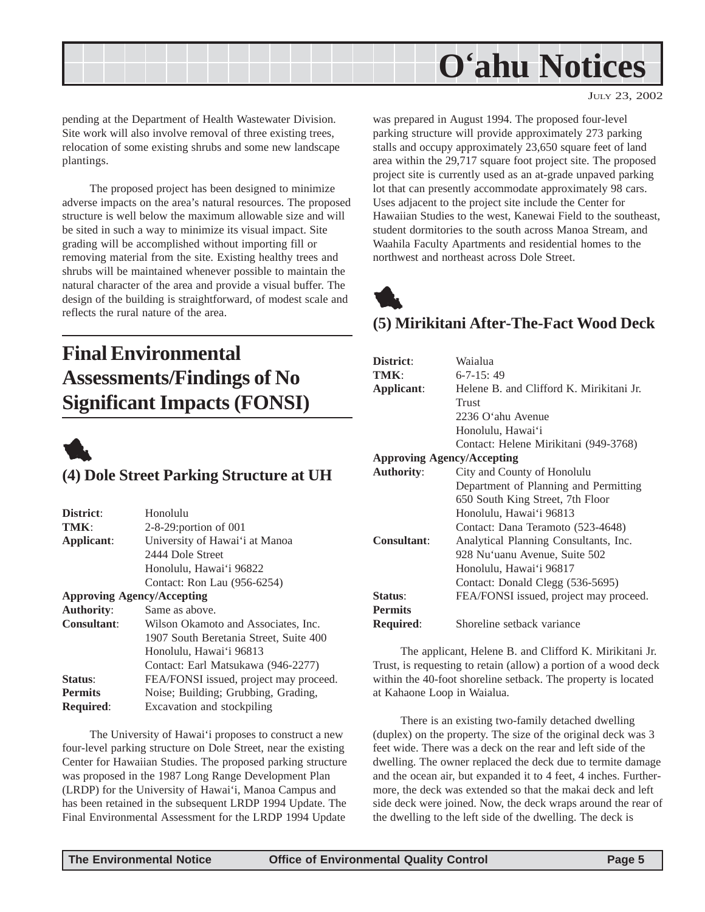pending at the Department of Health Wastewater Division. Site work will also involve removal of three existing trees, relocation of some existing shrubs and some new landscape plantings.

The proposed project has been designed to minimize adverse impacts on the area's natural resources. The proposed structure is well below the maximum allowable size and will be sited in such a way to minimize its visual impact. Site grading will be accomplished without importing fill or removing material from the site. Existing healthy trees and shrubs will be maintained whenever possible to maintain the natural character of the area and provide a visual buffer. The design of the building is straightforward, of modest scale and reflects the rural nature of the area.

# Final Environmental Assessments/Findings of No Significant Impacts (FONSI)

### (4) Dole Street Parking Structure at UH

**District**: Honolulu
**TMK**: 2-8-29:portion of 001
**Applicant**: University of Hawai'i at Manoa
2444 Dole Street
Honolulu, Hawai'i 96822
Contact: Ron Lau (956-6254)
**Approving Agency/Accepting Authority**: Same as above.
**Consultant**: Wilson Okamoto and Associates, Inc.
1907 South Beretania Street, Suite 400
Honolulu, Hawai'i 96813
Contact: Earl Matsukawa (946-2277)
**Status**: FEA/FONSI issued, project may proceed.
**Permits Required**: Noise; Building; Grubbing, Grading, Excavation and stockpiling

The University of Hawai'i proposes to construct a new four-level parking structure on Dole Street, near the existing Center for Hawaiian Studies. The proposed parking structure was proposed in the 1987 Long Range Development Plan (LRDP) for the University of Hawai'i, Manoa Campus and has been retained in the subsequent LRDP 1994 Update. The Final Environmental Assessment for the LRDP 1994 Update was prepared in August 1994. The proposed four-level parking structure will provide approximately 273 parking stalls and occupy approximately 23,650 square feet of land area within the 29,717 square foot project site. The proposed project site is currently used as an at-grade unpaved parking lot that can presently accommodate approximately 98 cars. Uses adjacent to the project site include the Center for Hawaiian Studies to the west, Kanewai Field to the southeast, student dormitories to the south across Manoa Stream, and Waahila Faculty Apartments and residential homes to the northwest and northeast across Dole Street.

### (5) Mirikitani After-The-Fact Wood Deck

**District**: Waialua
**TMK**: 6-7-15: 49
**Applicant**: Helene B. and Clifford K. Mirikitani Jr. Trust
2236 O'ahu Avenue
Honolulu, Hawai'i
Contact: Helene Mirikitani (949-3768)
**Approving Agency/Accepting Authority**: City and County of Honolulu
Department of Planning and Permitting
650 South King Street, 7th Floor
Honolulu, Hawai'i 96813
Contact: Dana Teramoto (523-4648)
**Consultant**: Analytical Planning Consultants, Inc.
928 Nu'uanu Avenue, Suite 502
Honolulu, Hawai'i 96817
Contact: Donald Clegg (536-5695)
**Status**: FEA/FONSI issued, project may proceed.
**Permits Required**: Shoreline setback variance

The applicant, Helene B. and Clifford K. Mirikitani Jr. Trust, is requesting to retain (allow) a portion of a wood deck within the 40-foot shoreline setback. The property is located at Kahaone Loop in Waialua.

There is an existing two-family detached dwelling (duplex) on the property. The size of the original deck was 3 feet wide. There was a deck on the rear and left side of the dwelling. The owner replaced the deck due to termite damage and the ocean air, but expanded it to 4 feet, 4 inches. Furthermore, the deck was extended so that the makai deck and left side deck were joined. Now, the deck wraps around the rear of the dwelling to the left side of the dwelling. The deck is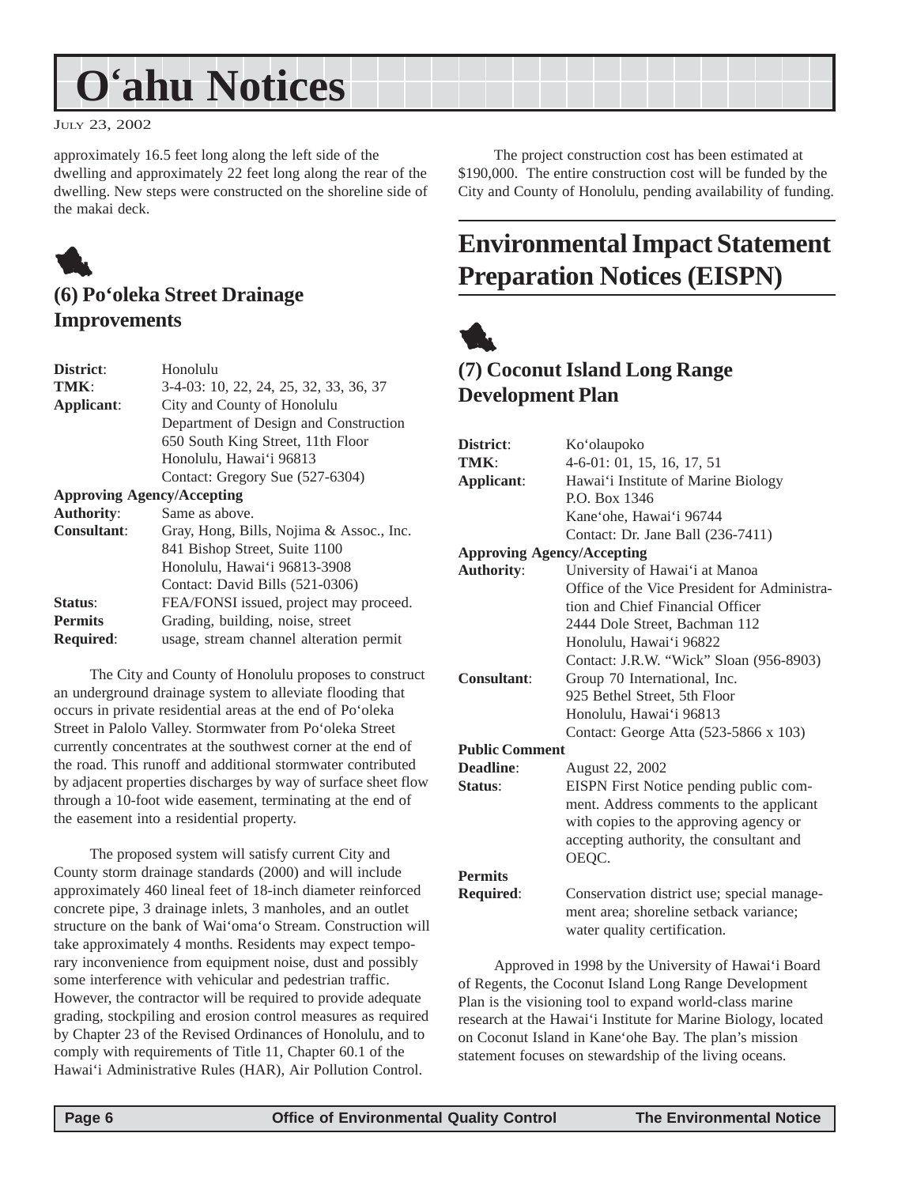approximately 16.5 feet long along the left side of the dwelling and approximately 22 feet long along the rear of the dwelling. New steps were constructed on the shoreline side of the makai deck.

## (6) Po'oleka Street Drainage Improvements

| | |
|---|---|
| **District**: | Honolulu |
| **TMK**: | 3-4-03: 10, 22, 24, 25, 32, 33, 36, 37 |
| **Applicant**: | City and County of Honolulu<br>Department of Design and Construction<br>650 South King Street, 11th Floor<br>Honolulu, Hawai'i 96813<br>Contact: Gregory Sue (527-6304) |
| **Approving Agency/Accepting Authority**: | Same as above. |
| **Consultant**: | Gray, Hong, Bills, Nojima & Assoc., Inc.<br>841 Bishop Street, Suite 1100<br>Honolulu, Hawai'i 96813-3908<br>Contact: David Bills (521-0306) |
| **Status**: | FEA/FONSI issued, project may proceed. |
| **Permits Required**: | Grading, building, noise, street usage, stream channel alteration permit |

The City and County of Honolulu proposes to construct an underground drainage system to alleviate flooding that occurs in private residential areas at the end of Po'oleka Street in Palolo Valley. Stormwater from Po'oleka Street currently concentrates at the southwest corner at the end of the road. This runoff and additional stormwater contributed by adjacent properties discharges by way of surface sheet flow through a 10-foot wide easement, terminating at the end of the easement into a residential property.

The proposed system will satisfy current City and County storm drainage standards (2000) and will include approximately 460 lineal feet of 18-inch diameter reinforced concrete pipe, 3 drainage inlets, 3 manholes, and an outlet structure on the bank of Wai'oma'o Stream. Construction will take approximately 4 months. Residents may expect temporary inconvenience from equipment noise, dust and possibly some interference with vehicular and pedestrian traffic. However, the contractor will be required to provide adequate grading, stockpiling and erosion control measures as required by Chapter 23 of the Revised Ordinances of Honolulu, and to comply with requirements of Title 11, Chapter 60.1 of the Hawai'i Administrative Rules (HAR), Air Pollution Control.

The project construction cost has been estimated at $190,000. The entire construction cost will be funded by the City and County of Honolulu, pending availability of funding.

# Environmental Impact Statement Preparation Notices (EISPN)

## (7) Coconut Island Long Range Development Plan

| | |
|---|---|
| **District**: | Ko'olaupoko |
| **TMK**: | 4-6-01: 01, 15, 16, 17, 51 |
| **Applicant**: | Hawai'i Institute of Marine Biology<br>P.O. Box 1346<br>Kane'ohe, Hawai'i 96744<br>Contact: Dr. Jane Ball (236-7411) |
| **Approving Agency/Accepting Authority**: | University of Hawai'i at Manoa<br>Office of the Vice President for Administration and Chief Financial Officer<br>2444 Dole Street, Bachman 112<br>Honolulu, Hawai'i 96822<br>Contact: J.R.W. "Wick" Sloan (956-8903) |
| **Consultant**: | Group 70 International, Inc.<br>925 Bethel Street, 5th Floor<br>Honolulu, Hawai'i 96813<br>Contact: George Atta (523-5866 x 103) |
| **Public Comment Deadline**: | August 22, 2002 |
| **Status**: | EISPN First Notice pending public comment. Address comments to the applicant with copies to the approving agency or accepting authority, the consultant and OEQC. |
| **Permits Required**: | Conservation district use; special management area; shoreline setback variance; water quality certification. |

Approved in 1998 by the University of Hawai'i Board of Regents, the Coconut Island Long Range Development Plan is the visioning tool to expand world-class marine research at the Hawai'i Institute for Marine Biology, located on Coconut Island in Kane'ohe Bay. The plan's mission statement focuses on stewardship of the living oceans.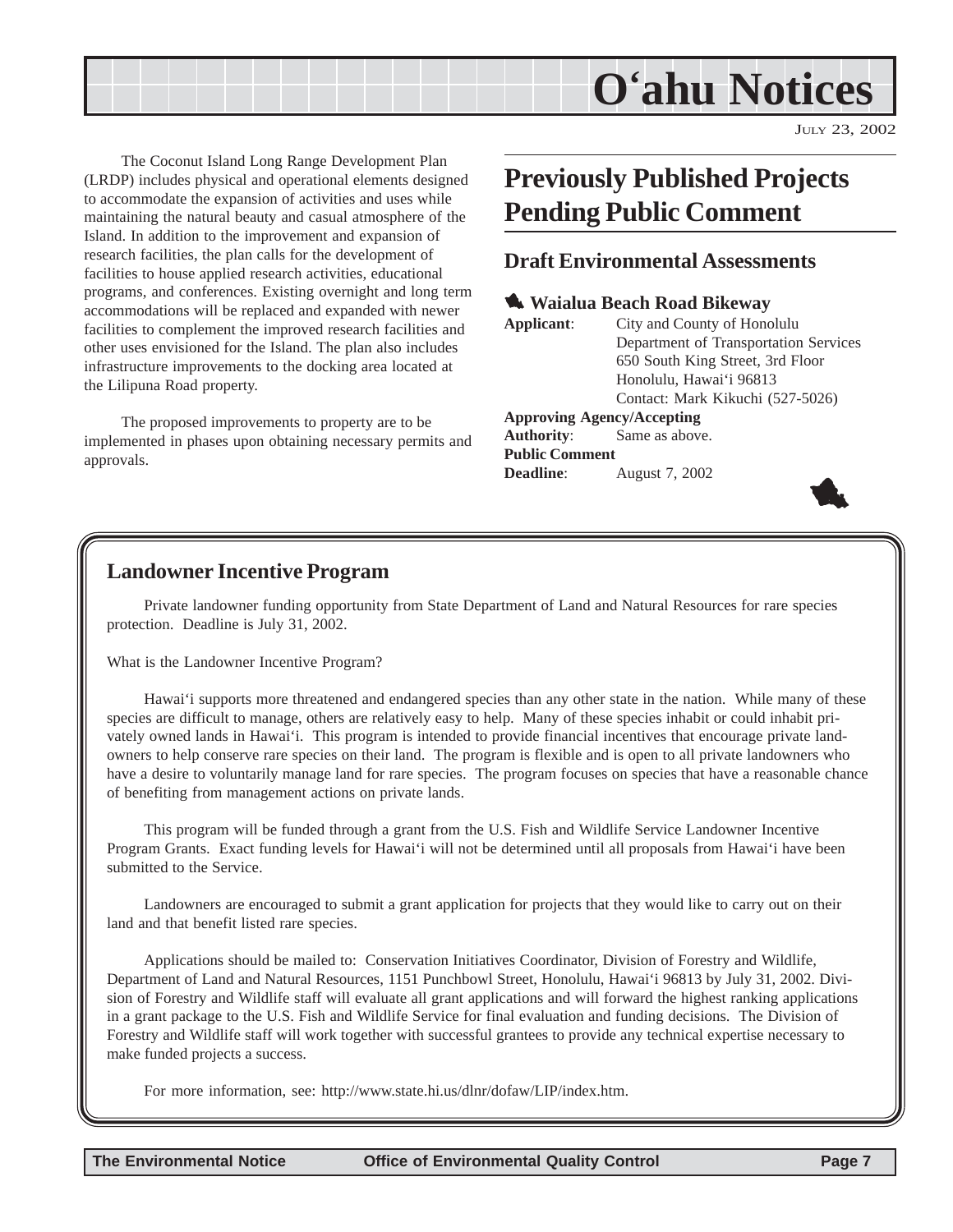The Coconut Island Long Range Development Plan (LRDP) includes physical and operational elements designed to accommodate the expansion of activities and uses while maintaining the natural beauty and casual atmosphere of the Island. In addition to the improvement and expansion of research facilities, the plan calls for the development of facilities to house applied research activities, educational programs, and conferences. Existing overnight and long term accommodations will be replaced and expanded with newer facilities to complement the improved research facilities and other uses envisioned for the Island. The plan also includes infrastructure improvements to the docking area located at the Lilipuna Road property.

The proposed improvements to property are to be implemented in phases upon obtaining necessary permits and approvals.

# Previously Published Projects Pending Public Comment

## Draft Environmental Assessments

### Waialua Beach Road Bikeway

**Applicant**: City and County of Honolulu
Department of Transportation Services
650 South King Street, 3rd Floor
Honolulu, Hawai‘i 96813
Contact: Mark Kikuchi (527-5026)

**Approving Agency/Accepting Authority**: Same as above.

**Public Comment Deadline**: August 7, 2002

## Landowner Incentive Program

Private landowner funding opportunity from State Department of Land and Natural Resources for rare species protection. Deadline is July 31, 2002.

What is the Landowner Incentive Program?

Hawai‘i supports more threatened and endangered species than any other state in the nation. While many of these species are difficult to manage, others are relatively easy to help. Many of these species inhabit or could inhabit privately owned lands in Hawai‘i. This program is intended to provide financial incentives that encourage private landowners to help conserve rare species on their land. The program is flexible and is open to all private landowners who have a desire to voluntarily manage land for rare species. The program focuses on species that have a reasonable chance of benefiting from management actions on private lands.

This program will be funded through a grant from the U.S. Fish and Wildlife Service Landowner Incentive Program Grants. Exact funding levels for Hawai‘i will not be determined until all proposals from Hawai‘i have been submitted to the Service.

Landowners are encouraged to submit a grant application for projects that they would like to carry out on their land and that benefit listed rare species.

Applications should be mailed to: Conservation Initiatives Coordinator, Division of Forestry and Wildlife, Department of Land and Natural Resources, 1151 Punchbowl Street, Honolulu, Hawai‘i 96813 by July 31, 2002. Division of Forestry and Wildlife staff will evaluate all grant applications and will forward the highest ranking applications in a grant package to the U.S. Fish and Wildlife Service for final evaluation and funding decisions. The Division of Forestry and Wildlife staff will work together with successful grantees to provide any technical expertise necessary to make funded projects a success.

For more information, see: http://www.state.hi.us/dlnr/dofaw/LIP/index.htm.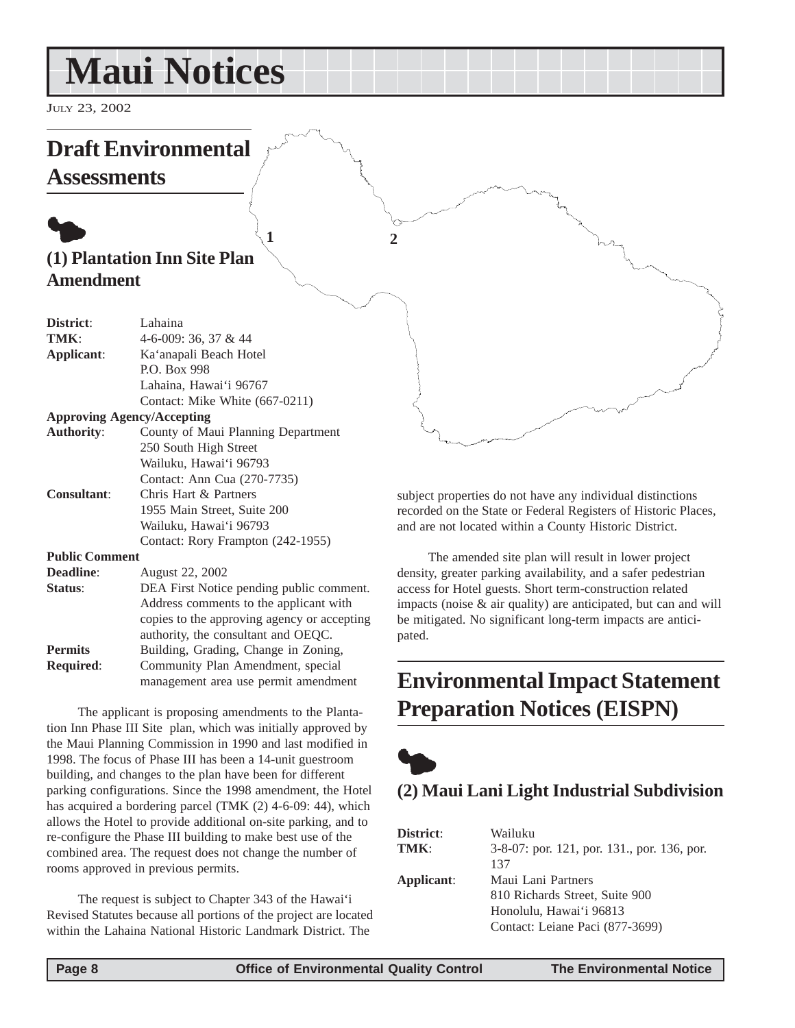// Maui Notices

July 23, 2002

## Draft Environmental Assessments

### (1) Plantation Inn Site Plan Amendment

1

2

| | |
|---|---|
| **District**: | Lahaina |
| **TMK**: | 4-6-009: 36, 37 & 44 |
| **Applicant**: | Ka'anapali Beach Hotel<br>P.O. Box 998<br>Lahaina, Hawai'i 96767<br>Contact: Mike White (667-0211) |
| **Approving Agency/Accepting Authority**: | County of Maui Planning Department<br>250 South High Street<br>Wailuku, Hawai'i 96793<br>Contact: Ann Cua (270-7735) |
| **Consultant**: | Chris Hart & Partners<br>1955 Main Street, Suite 200<br>Wailuku, Hawai'i 96793<br>Contact: Rory Frampton (242-1955) |
| **Public Comment Deadline**: | August 22, 2002 |
| **Status**: | DEA First Notice pending public comment. Address comments to the applicant with copies to the approving agency or accepting authority, the consultant and OEQC. |
| **Permits Required**: | Building, Grading, Change in Zoning, Community Plan Amendment, special management area use permit amendment |

The applicant is proposing amendments to the Plantation Inn Phase III Site plan, which was initially approved by the Maui Planning Commission in 1990 and last modified in 1998. The focus of Phase III has been a 14-unit guestroom building, and changes to the plan have been for different parking configurations. Since the 1998 amendment, the Hotel has acquired a bordering parcel (TMK (2) 4-6-09: 44), which allows the Hotel to provide additional on-site parking, and to re-configure the Phase III building to make best use of the combined area. The request does not change the number of rooms approved in previous permits.

The request is subject to Chapter 343 of the Hawai'i Revised Statutes because all portions of the project are located within the Lahaina National Historic Landmark District. The subject properties do not have any individual distinctions recorded on the State or Federal Registers of Historic Places, and are not located within a County Historic District.

The amended site plan will result in lower project density, greater parking availability, and a safer pedestrian access for Hotel guests. Short term-construction related impacts (noise & air quality) are anticipated, but can and will be mitigated. No significant long-term impacts are anticipated.

## Environmental Impact Statement Preparation Notices (EISPN)

### (2) Maui Lani Light Industrial Subdivision

| | |
|---|---|
| **District**: | Wailuku |
| **TMK**: | 3-8-07: por. 121, por. 131., por. 136, por. 137 |
| **Applicant**: | Maui Lani Partners<br>810 Richards Street, Suite 900<br>Honolulu, Hawai'i 96813<br>Contact: Leiane Paci (877-3699) |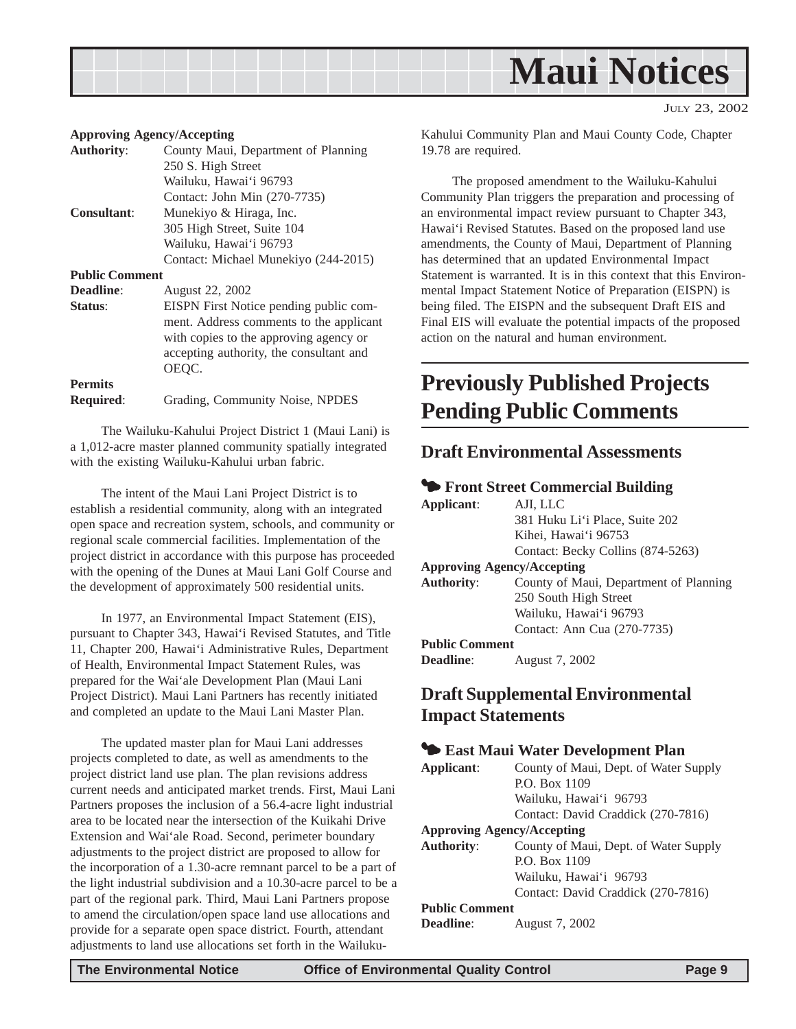**Approving Agency/Accepting**
**Authority**: County Maui, Department of Planning
250 S. High Street
Wailuku, Hawai'i 96793
Contact: John Min (270-7735)
**Consultant**: Munekiyo & Hiraga, Inc.
305 High Street, Suite 104
Wailuku, Hawai'i 96793
Contact: Michael Munekiyo (244-2015)
**Public Comment**
**Deadline**: August 22, 2002
**Status**: EISPN First Notice pending public comment. Address comments to the applicant with copies to the approving agency or accepting authority, the consultant and OEQC.
**Permits**
**Required**: Grading, Community Noise, NPDES

The Wailuku-Kahului Project District 1 (Maui Lani) is a 1,012-acre master planned community spatially integrated with the existing Wailuku-Kahului urban fabric.

The intent of the Maui Lani Project District is to establish a residential community, along with an integrated open space and recreation system, schools, and community or regional scale commercial facilities. Implementation of the project district in accordance with this purpose has proceeded with the opening of the Dunes at Maui Lani Golf Course and the development of approximately 500 residential units.

In 1977, an Environmental Impact Statement (EIS), pursuant to Chapter 343, Hawai'i Revised Statutes, and Title 11, Chapter 200, Hawai'i Administrative Rules, Department of Health, Environmental Impact Statement Rules, was prepared for the Wai'ale Development Plan (Maui Lani Project District). Maui Lani Partners has recently initiated and completed an update to the Maui Lani Master Plan.

The updated master plan for Maui Lani addresses projects completed to date, as well as amendments to the project district land use plan. The plan revisions address current needs and anticipated market trends. First, Maui Lani Partners proposes the inclusion of a 56.4-acre light industrial area to be located near the intersection of the Kuikahi Drive Extension and Wai'ale Road. Second, perimeter boundary adjustments to the project district are proposed to allow for the incorporation of a 1.30-acre remnant parcel to be a part of the light industrial subdivision and a 10.30-acre parcel to be a part of the regional park. Third, Maui Lani Partners propose to amend the circulation/open space land use allocations and provide for a separate open space district. Fourth, attendant adjustments to land use allocations set forth in the Wailuku-Kahului Community Plan and Maui County Code, Chapter 19.78 are required.

The proposed amendment to the Wailuku-Kahului Community Plan triggers the preparation and processing of an environmental impact review pursuant to Chapter 343, Hawai'i Revised Statutes. Based on the proposed land use amendments, the County of Maui, Department of Planning has determined that an updated Environmental Impact Statement is warranted. It is in this context that this Environmental Impact Statement Notice of Preparation (EISPN) is being filed. The EISPN and the subsequent Draft EIS and Final EIS will evaluate the potential impacts of the proposed action on the natural and human environment.

# Previously Published Projects Pending Public Comments

## Draft Environmental Assessments

### Front Street Commercial Building

**Applicant**: AJI, LLC
381 Huku Li'i Place, Suite 202
Kihei, Hawai'i 96753
Contact: Becky Collins (874-5263)
**Approving Agency/Accepting**
**Authority**: County of Maui, Department of Planning
250 South High Street
Wailuku, Hawai'i 96793
Contact: Ann Cua (270-7735)
**Public Comment**
**Deadline**: August 7, 2002

## Draft Supplemental Environmental Impact Statements

### East Maui Water Development Plan

**Applicant**: County of Maui, Dept. of Water Supply
P.O. Box 1109
Wailuku, Hawai'i 96793
Contact: David Craddick (270-7816)
**Approving Agency/Accepting**
**Authority**: County of Maui, Dept. of Water Supply
P.O. Box 1109
Wailuku, Hawai'i 96793
Contact: David Craddick (270-7816)
**Public Comment**
**Deadline**: August 7, 2002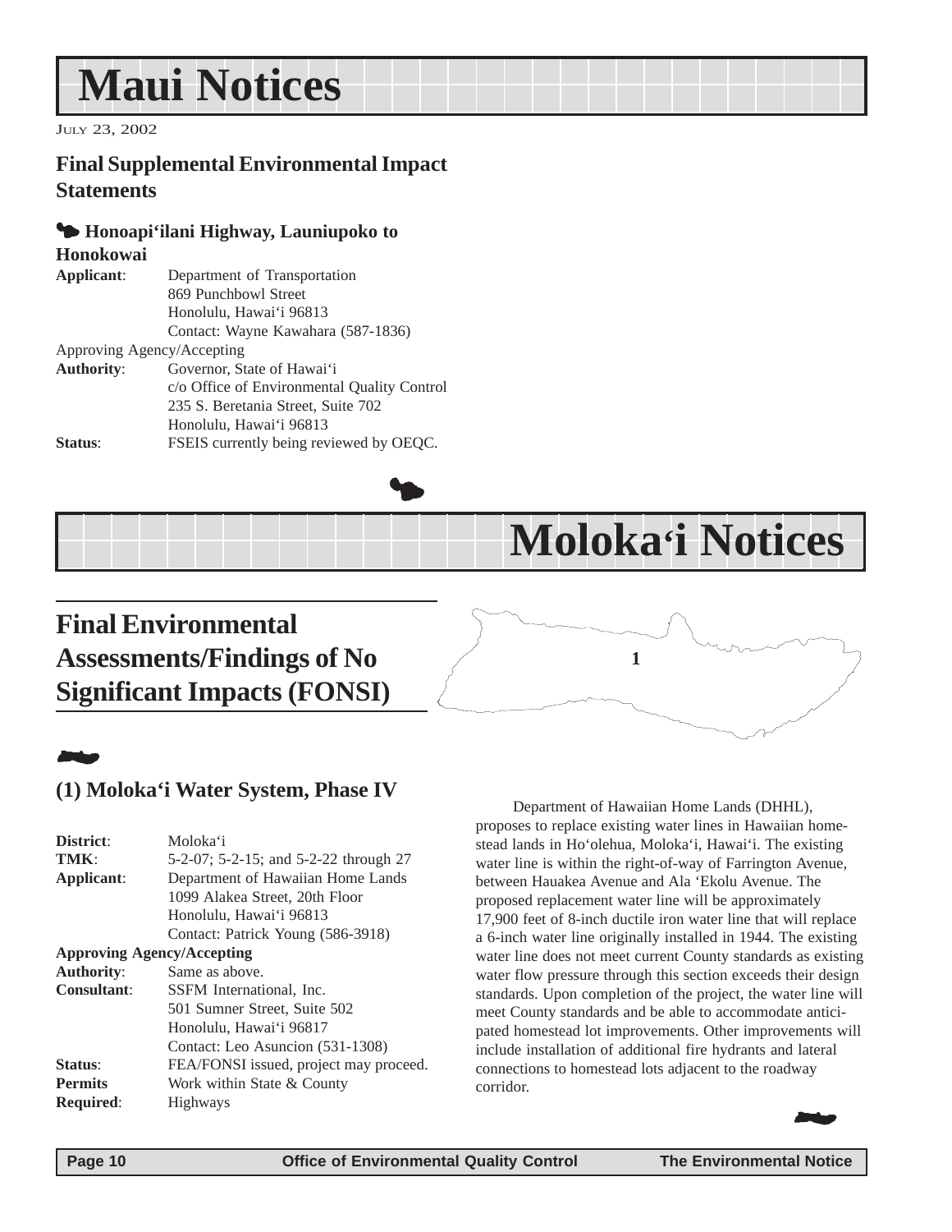# Maui Notices

JULY 23, 2002

## Final Supplemental Environmental Impact Statements

### Honoapi‘ilani Highway, Launiupoko to Honokowai

| | |
|---|---|
| **Applicant**: | Department of Transportation<br>869 Punchbowl Street<br>Honolulu, Hawai‘i 96813<br>Contact: Wayne Kawahara (587-1836) |
| Approving Agency/Accepting | |
| **Authority**: | Governor, State of Hawai‘i<br>c/o Office of Environmental Quality Control<br>235 S. Beretania Street, Suite 702<br>Honolulu, Hawai‘i 96813 |
| **Status**: | FSEIS currently being reviewed by OEQC. |

# Moloka‘i Notices

## Final Environmental Assessments/Findings of No Significant Impacts (FONSI)

1

### (1) Moloka‘i Water System, Phase IV

| | |
|---|---|
| **District**: | Moloka‘i |
| **TMK**: | 5-2-07; 5-2-15; and 5-2-22 through 27 |
| **Applicant**: | Department of Hawaiian Home Lands<br>1099 Alakea Street, 20th Floor<br>Honolulu, Hawai‘i 96813<br>Contact: Patrick Young (586-3918) |
| **Approving Agency/Accepting** | |
| **Authority**: | Same as above. |
| **Consultant**: | SSFM International, Inc.<br>501 Sumner Street, Suite 502<br>Honolulu, Hawai‘i 96817<br>Contact: Leo Asuncion (531-1308) |
| **Status**: | FEA/FONSI issued, project may proceed. |
| **Permits Required**: | Work within State & County Highways |

Department of Hawaiian Home Lands (DHHL), proposes to replace existing water lines in Hawaiian homestead lands in Ho‘olehua, Moloka‘i, Hawai‘i. The existing water line is within the right-of-way of Farrington Avenue, between Hauakea Avenue and Ala ‘Ekolu Avenue. The proposed replacement water line will be approximately 17,900 feet of 8-inch ductile iron water line that will replace a 6-inch water line originally installed in 1944. The existing water line does not meet current County standards as existing water flow pressure through this section exceeds their design standards. Upon completion of the project, the water line will meet County standards and be able to accommodate anticipated homestead lot improvements. Other improvements will include installation of additional fire hydrants and lateral connections to homestead lots adjacent to the roadway corridor.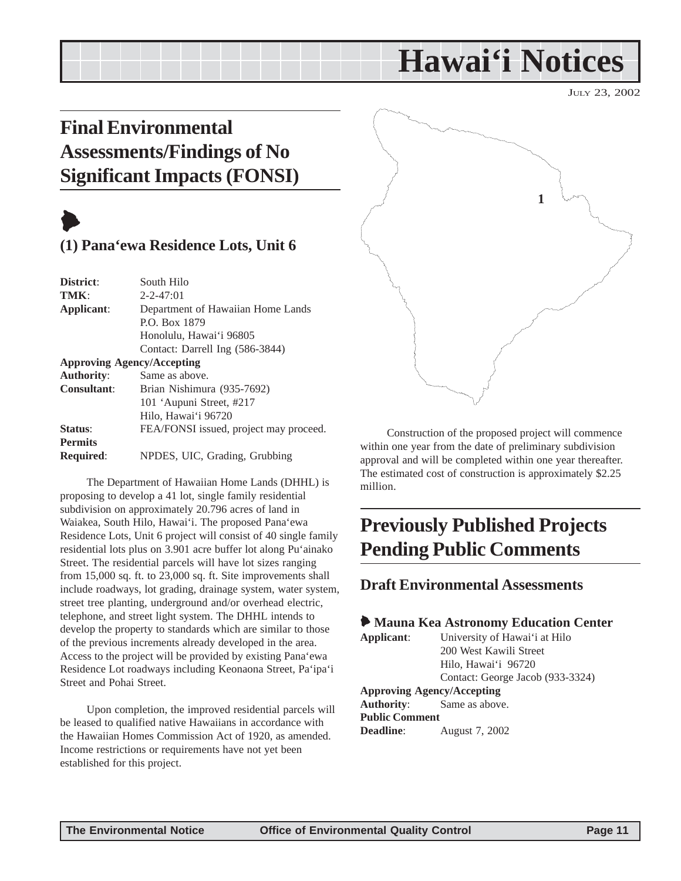# Hawai'i Notices

JULY 23, 2002

## Final Environmental Assessments/Findings of No Significant Impacts (FONSI)

### (1) Pana'ewa Residence Lots, Unit 6

**District**: South Hilo
**TMK**: 2-2-47:01
**Applicant**: Department of Hawaiian Home Lands
P.O. Box 1879
Honolulu, Hawai'i 96805
Contact: Darrell Ing (586-3844)
**Approving Agency/Accepting Authority**: Same as above.
**Consultant**: Brian Nishimura (935-7692)
101 'Aupuni Street, #217
Hilo, Hawai'i 96720
**Status**: FEA/FONSI issued, project may proceed.
**Permits Required**: NPDES, UIC, Grading, Grubbing

The Department of Hawaiian Home Lands (DHHL) is proposing to develop a 41 lot, single family residential subdivision on approximately 20.796 acres of land in Waiakea, South Hilo, Hawai'i. The proposed Pana'ewa Residence Lots, Unit 6 project will consist of 40 single family residential lots plus on 3.901 acre buffer lot along Pu'ainako Street. The residential parcels will have lot sizes ranging from 15,000 sq. ft. to 23,000 sq. ft. Site improvements shall include roadways, lot grading, drainage system, water system, street tree planting, underground and/or overhead electric, telephone, and street light system. The DHHL intends to develop the property to standards which are similar to those of the previous increments already developed in the area. Access to the project will be provided by existing Pana'ewa Residence Lot roadways including Keonaona Street, Pa'ipa'i Street and Pohai Street.

Upon completion, the improved residential parcels will be leased to qualified native Hawaiians in accordance with the Hawaiian Homes Commission Act of 1920, as amended. Income restrictions or requirements have not yet been established for this project.

1

Construction of the proposed project will commence within one year from the date of preliminary subdivision approval and will be completed within one year thereafter. The estimated cost of construction is approximately $2.25 million.

## Previously Published Projects Pending Public Comments

### Draft Environmental Assessments

#### Mauna Kea Astronomy Education Center

**Applicant**: University of Hawai'i at Hilo
200 West Kawili Street
Hilo, Hawai'i 96720
Contact: George Jacob (933-3324)
**Approving Agency/Accepting Authority**: Same as above.
**Public Comment Deadline**: August 7, 2002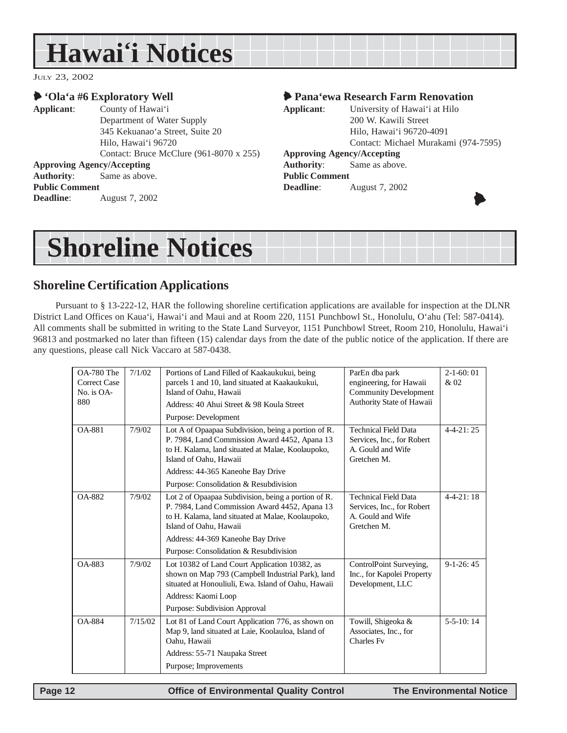# Hawai'i Notices

JULY 23, 2002

### 'Ola'a #6 Exploratory Well

**Applicant**: County of Hawai'i
Department of Water Supply
345 Kekuanao'a Street, Suite 20
Hilo, Hawai'i 96720
Contact: Bruce McClure (961-8070 x 255)

**Approving Agency/Accepting Authority**: Same as above.

**Public Comment Deadline**: August 7, 2002

### Pana'ewa Research Farm Renovation

**Applicant**: University of Hawai'i at Hilo
200 W. Kawili Street
Hilo, Hawai'i 96720-4091
Contact: Michael Murakami (974-7595)

**Approving Agency/Accepting Authority**: Same as above.

**Public Comment Deadline**: August 7, 2002

# Shoreline Notices

## Shoreline Certification Applications

Pursuant to § 13-222-12, HAR the following shoreline certification applications are available for inspection at the DLNR District Land Offices on Kaua'i, Hawai'i and Maui and at Room 220, 1151 Punchbowl St., Honolulu, O'ahu (Tel: 587-0414). All comments shall be submitted in writing to the State Land Surveyor, 1151 Punchbowl Street, Room 210, Honolulu, Hawai'i 96813 and postmarked no later than fifteen (15) calendar days from the date of the public notice of the application. If there are any questions, please call Nick Vaccaro at 587-0438.

| | | | | |
|---|---|---|---|---|
| OA-780 The Correct Case No. is OA-880 | 7/1/02 | Portions of Land Filled of Kaakaukukui, being parcels 1 and 10, land situated at Kaakaukukui, Island of Oahu, Hawaii<br>Address: 40 Ahui Street & 98 Koula Street<br>Purpose: Development | ParEn dba park engineering, for Hawaii Community Development Authority State of Hawaii | 2-1-60: 01 & 02 |
| OA-881 | 7/9/02 | Lot A of Opaapaa Subdivision, being a portion of R. P. 7984, Land Commission Award 4452, Apana 13 to H. Kalama, land situated at Malae, Koolaupoko, Island of Oahu, Hawaii<br>Address: 44-365 Kaneohe Bay Drive<br>Purpose: Consolidation & Resubdivision | Technical Field Data Services, Inc., for Robert A. Gould and Wife Gretchen M. | 4-4-21: 25 |
| OA-882 | 7/9/02 | Lot 2 of Opaapaa Subdivision, being a portion of R. P. 7984, Land Commission Award 4452, Apana 13 to H. Kalama, land situated at Malae, Koolaupoko, Island of Oahu, Hawaii<br>Address: 44-369 Kaneohe Bay Drive<br>Purpose: Consolidation & Resubdivision | Technical Field Data Services, Inc., for Robert A. Gould and Wife Gretchen M. | 4-4-21: 18 |
| OA-883 | 7/9/02 | Lot 10382 of Land Court Application 10382, as shown on Map 793 (Campbell Industrial Park), land situated at Honouliuli, Ewa. Island of Oahu, Hawaii<br>Address: Kaomi Loop<br>Purpose: Subdivision Approval | ControlPoint Surveying, Inc., for Kapolei Property Development, LLC | 9-1-26: 45 |
| OA-884 | 7/15/02 | Lot 81 of Land Court Application 776, as shown on Map 9, land situated at Laie, Koolauloa, Island of Oahu, Hawaii<br>Address: 55-71 Naupaka Street<br>Purpose; Improvements | Towill, Shigeoka & Associates, Inc., for Charles Fv | 5-5-10: 14 |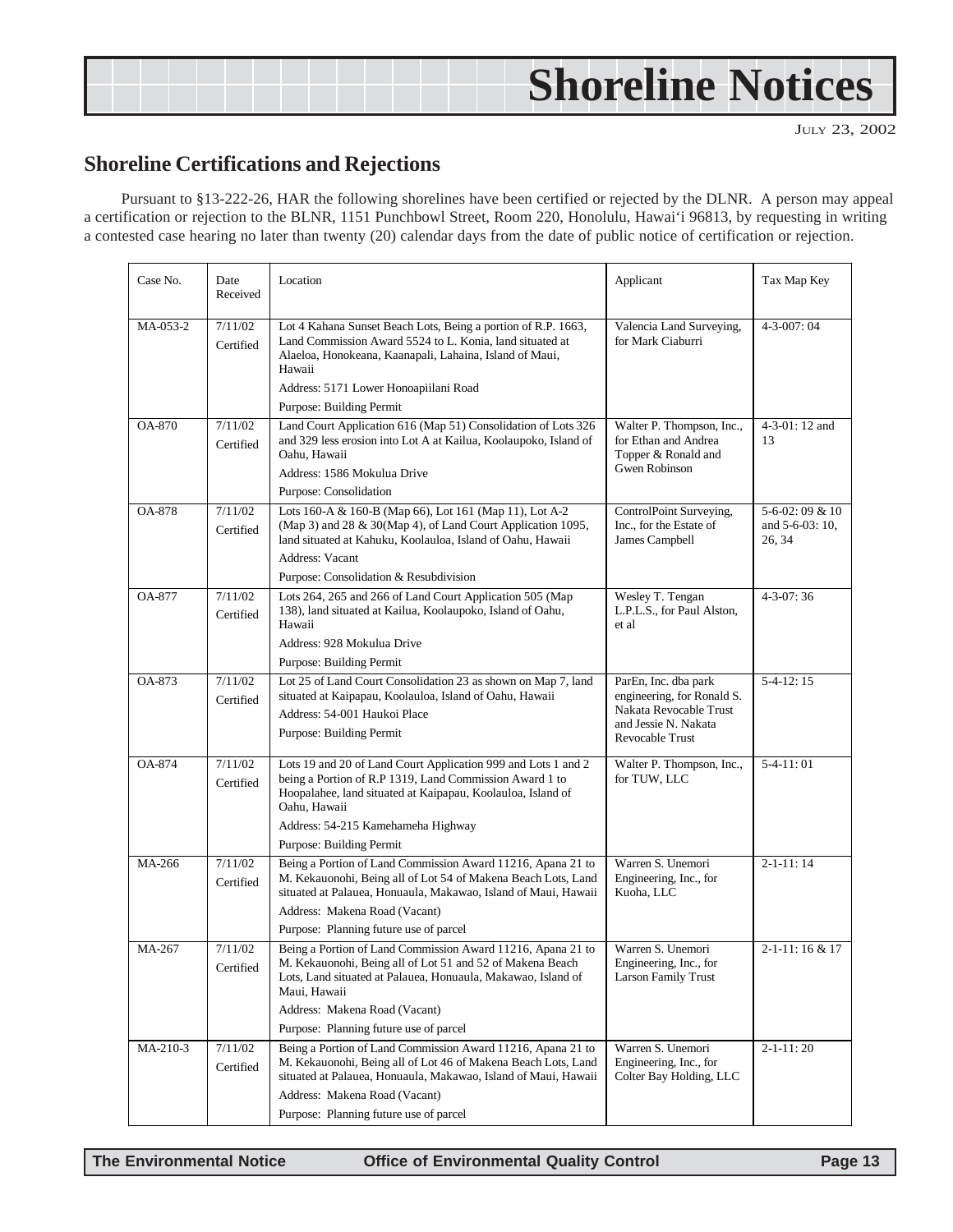# Shoreline Notices

## Shoreline Certifications and Rejections

Pursuant to §13-222-26, HAR the following shorelines have been certified or rejected by the DLNR. A person may appeal a certification or rejection to the BLNR, 1151 Punchbowl Street, Room 220, Honolulu, Hawai'i 96813, by requesting in writing a contested case hearing no later than twenty (20) calendar days from the date of public notice of certification or rejection.

| Case No. | Date Received | Location | Applicant | Tax Map Key |
|---|---|---|---|---|
| MA-053-2 | 7/11/02 Certified | Lot 4 Kahana Sunset Beach Lots, Being a portion of R.P. 1663, Land Commission Award 5524 to L. Konia, land situated at Alaeloa, Honokeana, Kaanapali, Lahaina, Island of Maui, Hawaii<br>Address: 5171 Lower Honoapiilani Road<br>Purpose: Building Permit | Valencia Land Surveying, for Mark Ciaburri | 4-3-007: 04 |
| OA-870 | 7/11/02 Certified | Land Court Application 616 (Map 51) Consolidation of Lots 326 and 329 less erosion into Lot A at Kailua, Koolaupoko, Island of Oahu, Hawaii<br>Address: 1586 Mokulua Drive<br>Purpose: Consolidation | Walter P. Thompson, Inc., for Ethan and Andrea Topper & Ronald and Gwen Robinson | 4-3-01: 12 and 13 |
| OA-878 | 7/11/02 Certified | Lots 160-A & 160-B (Map 66), Lot 161 (Map 11), Lot A-2 (Map 3) and 28 & 30(Map 4), of Land Court Application 1095, land situated at Kahuku, Koolauloa, Island of Oahu, Hawaii<br>Address: Vacant<br>Purpose: Consolidation & Resubdivision | ControlPoint Surveying, Inc., for the Estate of James Campbell | 5-6-02: 09 & 10 and 5-6-03: 10, 26, 34 |
| OA-877 | 7/11/02 Certified | Lots 264, 265 and 266 of Land Court Application 505 (Map 138), land situated at Kailua, Koolaupoko, Island of Oahu, Hawaii<br>Address: 928 Mokulua Drive<br>Purpose: Building Permit | Wesley T. Tengan L.P.L.S., for Paul Alston, et al | 4-3-07: 36 |
| OA-873 | 7/11/02 Certified | Lot 25 of Land Court Consolidation 23 as shown on Map 7, land situated at Kaipapau, Koolauloa, Island of Oahu, Hawaii<br>Address: 54-001 Haukoi Place<br>Purpose: Building Permit | ParEn, Inc. dba park engineering, for Ronald S. Nakata Revocable Trust and Jessie N. Nakata Revocable Trust | 5-4-12: 15 |
| OA-874 | 7/11/02 Certified | Lots 19 and 20 of Land Court Application 999 and Lots 1 and 2 being a Portion of R.P 1319, Land Commission Award 1 to Hoopalahee, land situated at Kaipapau, Koolauloa, Island of Oahu, Hawaii<br>Address: 54-215 Kamehameha Highway<br>Purpose: Building Permit | Walter P. Thompson, Inc., for TUW, LLC | 5-4-11: 01 |
| MA-266 | 7/11/02 Certified | Being a Portion of Land Commission Award 11216, Apana 21 to M. Kekauonohi, Being all of Lot 54 of Makena Beach Lots, Land situated at Palauea, Honuaula, Makawao, Island of Maui, Hawaii<br>Address: Makena Road (Vacant)<br>Purpose: Planning future use of parcel | Warren S. Unemori Engineering, Inc., for Kuoha, LLC | 2-1-11: 14 |
| MA-267 | 7/11/02 Certified | Being a Portion of Land Commission Award 11216, Apana 21 to M. Kekauonohi, Being all of Lot 51 and 52 of Makena Beach Lots, Land situated at Palauea, Honuaula, Makawao, Island of Maui, Hawaii<br>Address: Makena Road (Vacant)<br>Purpose: Planning future use of parcel | Warren S. Unemori Engineering, Inc., for Larson Family Trust | 2-1-11: 16 & 17 |
| MA-210-3 | 7/11/02 Certified | Being a Portion of Land Commission Award 11216, Apana 21 to M. Kekauonohi, Being all of Lot 46 of Makena Beach Lots, Land situated at Palauea, Honuaula, Makawao, Island of Maui, Hawaii<br>Address: Makena Road (Vacant)<br>Purpose: Planning future use of parcel | Warren S. Unemori Engineering, Inc., for Colter Bay Holding, LLC | 2-1-11: 20 |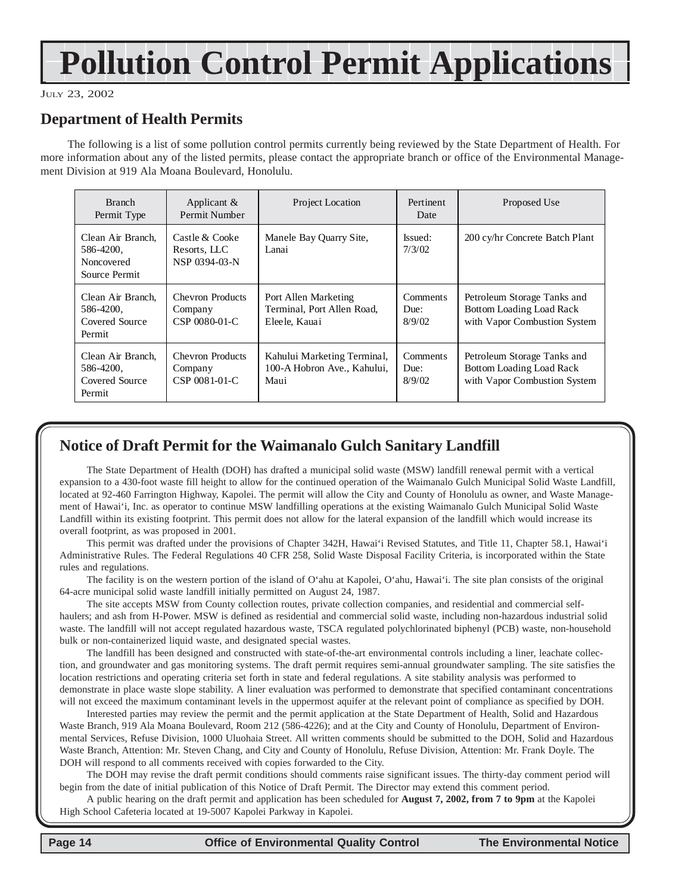# Pollution Control Permit Applications

JULY 23, 2002

## Department of Health Permits

The following is a list of some pollution control permits currently being reviewed by the State Department of Health. For more information about any of the listed permits, please contact the appropriate branch or office of the Environmental Management Division at 919 Ala Moana Boulevard, Honolulu.

| Branch Permit Type | Applicant & Permit Number | Project Location | Pertinent Date | Proposed Use |
|---|---|---|---|---|
| Clean Air Branch, 586-4200, Noncovered Source Permit | Castle & Cooke Resorts, LLC NSP 0394-03-N | Manele Bay Quarry Site, Lanai | Issued: 7/3/02 | 200 cy/hr Concrete Batch Plant |
| Clean Air Branch, 586-4200, Covered Source Permit | Chevron Products Company CSP 0080-01-C | Port Allen Marketing Terminal, Port Allen Road, Eleele, Kauai | Comments Due: 8/9/02 | Petroleum Storage Tanks and Bottom Loading Load Rack with Vapor Combustion System |
| Clean Air Branch, 586-4200, Covered Source Permit | Chevron Products Company CSP 0081-01-C | Kahului Marketing Terminal, 100-A Hobron Ave., Kahului, Maui | Comments Due: 8/9/02 | Petroleum Storage Tanks and Bottom Loading Load Rack with Vapor Combustion System |

## Notice of Draft Permit for the Waimanalo Gulch Sanitary Landfill

The State Department of Health (DOH) has drafted a municipal solid waste (MSW) landfill renewal permit with a vertical expansion to a 430-foot waste fill height to allow for the continued operation of the Waimanalo Gulch Municipal Solid Waste Landfill, located at 92-460 Farrington Highway, Kapolei. The permit will allow the City and County of Honolulu as owner, and Waste Management of Hawai‘i, Inc. as operator to continue MSW landfilling operations at the existing Waimanalo Gulch Municipal Solid Waste Landfill within its existing footprint. This permit does not allow for the lateral expansion of the landfill which would increase its overall footprint, as was proposed in 2001.

This permit was drafted under the provisions of Chapter 342H, Hawai‘i Revised Statutes, and Title 11, Chapter 58.1, Hawai‘i Administrative Rules. The Federal Regulations 40 CFR 258, Solid Waste Disposal Facility Criteria, is incorporated within the State rules and regulations.

The facility is on the western portion of the island of O‘ahu at Kapolei, O‘ahu, Hawai‘i. The site plan consists of the original 64-acre municipal solid waste landfill initially permitted on August 24, 1987.

The site accepts MSW from County collection routes, private collection companies, and residential and commercial self-haulers; and ash from H-Power. MSW is defined as residential and commercial solid waste, including non-hazardous industrial solid waste. The landfill will not accept regulated hazardous waste, TSCA regulated polychlorinated biphenyl (PCB) waste, non-household bulk or non-containerized liquid waste, and designated special wastes.

The landfill has been designed and constructed with state-of-the-art environmental controls including a liner, leachate collection, and groundwater and gas monitoring systems. The draft permit requires semi-annual groundwater sampling. The site satisfies the location restrictions and operating criteria set forth in state and federal regulations. A site stability analysis was performed to demonstrate in place waste slope stability. A liner evaluation was performed to demonstrate that specified contaminant concentrations will not exceed the maximum contaminant levels in the uppermost aquifer at the relevant point of compliance as specified by DOH.

Interested parties may review the permit and the permit application at the State Department of Health, Solid and Hazardous Waste Branch, 919 Ala Moana Boulevard, Room 212 (586-4226); and at the City and County of Honolulu, Department of Environmental Services, Refuse Division, 1000 Uluohaia Street. All written comments should be submitted to the DOH, Solid and Hazardous Waste Branch, Attention: Mr. Steven Chang, and City and County of Honolulu, Refuse Division, Attention: Mr. Frank Doyle. The DOH will respond to all comments received with copies forwarded to the City.

The DOH may revise the draft permit conditions should comments raise significant issues. The thirty-day comment period will begin from the date of initial publication of this Notice of Draft Permit. The Director may extend this comment period.

A public hearing on the draft permit and application has been scheduled for **August 7, 2002, from 7 to 9pm** at the Kapolei High School Cafeteria located at 19-5007 Kapolei Parkway in Kapolei.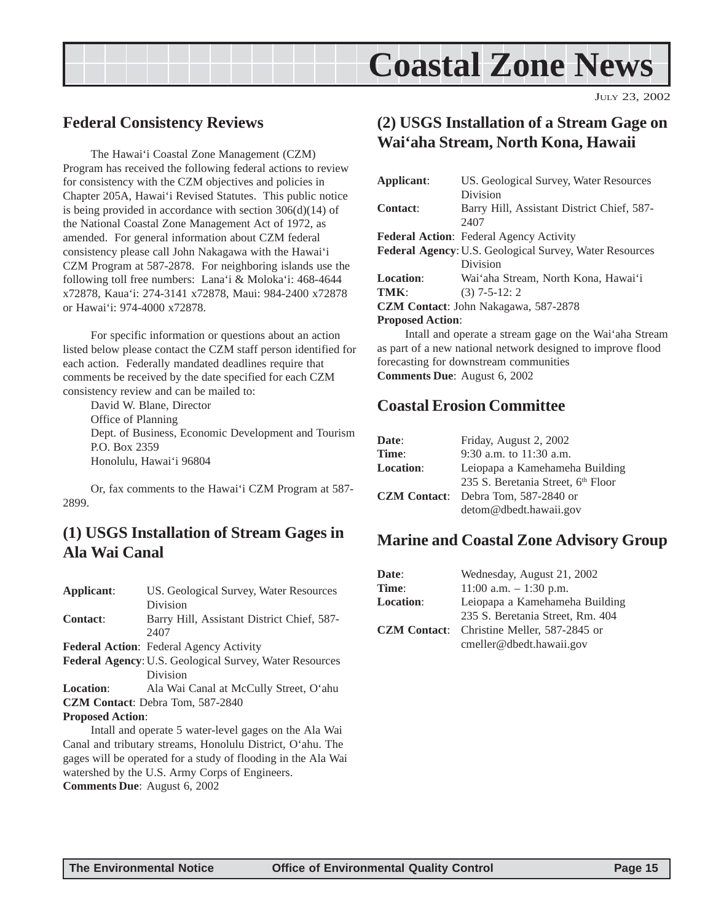# Coastal Zone News

July 23, 2002

## Federal Consistency Reviews

The Hawai'i Coastal Zone Management (CZM) Program has received the following federal actions to review for consistency with the CZM objectives and policies in Chapter 205A, Hawai'i Revised Statutes. This public notice is being provided in accordance with section 306(d)(14) of the National Coastal Zone Management Act of 1972, as amended. For general information about CZM federal consistency please call John Nakagawa with the Hawai'i CZM Program at 587-2878. For neighboring islands use the following toll free numbers: Lana'i & Moloka'i: 468-4644 x72878, Kaua'i: 274-3141 x72878, Maui: 984-2400 x72878 or Hawai'i: 974-4000 x72878.

For specific information or questions about an action listed below please contact the CZM staff person identified for each action. Federally mandated deadlines require that comments be received by the date specified for each CZM consistency review and can be mailed to:

David W. Blane, Director
Office of Planning
Dept. of Business, Economic Development and Tourism
P.O. Box 2359
Honolulu, Hawai'i 96804

Or, fax comments to the Hawai'i CZM Program at 587-2899.

## (1) USGS Installation of Stream Gages in Ala Wai Canal

**Applicant**: US. Geological Survey, Water Resources Division
**Contact**: Barry Hill, Assistant District Chief, 587-2407
**Federal Action**: Federal Agency Activity
**Federal Agency**: U.S. Geological Survey, Water Resources Division
**Location**: Ala Wai Canal at McCully Street, O'ahu
**CZM Contact**: Debra Tom, 587-2840
**Proposed Action**:

Intall and operate 5 water-level gages on the Ala Wai Canal and tributary streams, Honolulu District, O'ahu. The gages will be operated for a study of flooding in the Ala Wai watershed by the U.S. Army Corps of Engineers.

**Comments Due**: August 6, 2002

## (2) USGS Installation of a Stream Gage on Wai'aha Stream, North Kona, Hawaii

**Applicant**: US. Geological Survey, Water Resources Division
**Contact**: Barry Hill, Assistant District Chief, 587-2407
**Federal Action**: Federal Agency Activity
**Federal Agency**: U.S. Geological Survey, Water Resources Division
**Location**: Wai'aha Stream, North Kona, Hawai'i
**TMK**: (3) 7-5-12: 2
**CZM Contact**: John Nakagawa, 587-2878
**Proposed Action**:

Intall and operate a stream gage on the Wai'aha Stream as part of a new national network designed to improve flood forecasting for downstream communities

**Comments Due**: August 6, 2002

## Coastal Erosion Committee

**Date**: Friday, August 2, 2002
**Time**: 9:30 a.m. to 11:30 a.m.
**Location**: Leiopapa a Kamehameha Building, 235 S. Beretania Street, 6th Floor
**CZM Contact**: Debra Tom, 587-2840 or detom@dbedt.hawaii.gov

## Marine and Coastal Zone Advisory Group

**Date**: Wednesday, August 21, 2002
**Time**: 11:00 a.m. – 1:30 p.m.
**Location**: Leiopapa a Kamehameha Building, 235 S. Beretania Street, Rm. 404
**CZM Contact**: Christine Meller, 587-2845 or cmeller@dbedt.hawaii.gov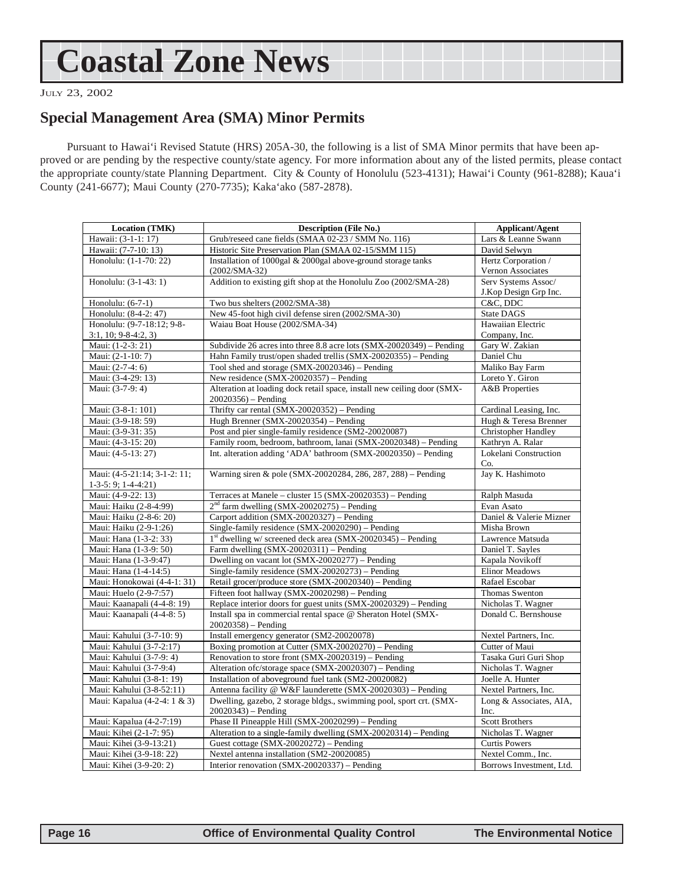# Coastal Zone News

JULY 23, 2002

## Special Management Area (SMA) Minor Permits

Pursuant to Hawai'i Revised Statute (HRS) 205A-30, the following is a list of SMA Minor permits that have been approved or are pending by the respective county/state agency. For more information about any of the listed permits, please contact the appropriate county/state Planning Department. City & County of Honolulu (523-4131); Hawai'i County (961-8288); Kaua'i County (241-6677); Maui County (270-7735); Kaka'ako (587-2878).

| Location (TMK) | Description (File No.) | Applicant/Agent |
|---|---|---|
| Hawaii: (3-1-1: 17) | Grub/reseed cane fields (SMAA 02-23 / SMM No. 116) | Lars & Leanne Swann |
| Hawaii: (7-7-10: 13) | Historic Site Preservation Plan (SMAA 02-15/SMM 115) | David Selwyn |
| Honolulu: (1-1-70: 22) | Installation of 1000gal & 2000gal above-ground storage tanks (2002/SMA-32) | Hertz Corporation / Vernon Associates |
| Honolulu: (3-1-43: 1) | Addition to existing gift shop at the Honolulu Zoo (2002/SMA-28) | Serv Systems Assoc/ J.Kop Design Grp Inc. |
| Honolulu: (6-7-1) | Two bus shelters (2002/SMA-38) | C&C, DDC |
| Honolulu: (8-4-2: 47) | New 45-foot high civil defense siren (2002/SMA-30) | State DAGS |
| Honolulu: (9-7-18:12; 9-8-3:1, 10; 9-8-4:2, 3) | Waiau Boat House (2002/SMA-34) | Hawaiian Electric Company, Inc. |
| Maui: (1-2-3: 21) | Subdivide 26 acres into three 8.8 acre lots (SMX-20020349) – Pending | Gary W. Zakian |
| Maui: (2-1-10: 7) | Hahn Family trust/open shaded trellis (SMX-20020355) – Pending | Daniel Chu |
| Maui: (2-7-4: 6) | Tool shed and storage (SMX-20020346) – Pending | Maliko Bay Farm |
| Maui: (3-4-29: 13) | New residence (SMX-20020357) – Pending | Loreto Y. Giron |
| Maui: (3-7-9: 4) | Alteration at loading dock retail space, install new ceiling door (SMX-20020356) – Pending | A&B Properties |
| Maui: (3-8-1: 101) | Thrifty car rental (SMX-20020352) – Pending | Cardinal Leasing, Inc. |
| Maui: (3-9-18: 59) | Hugh Brenner (SMX-20020354) – Pending | Hugh & Teresa Brenner |
| Maui: (3-9-31: 35) | Post and pier single-family residence (SM2-20020087) | Christopher Handley |
| Maui: (4-3-15: 20) | Family room, bedroom, bathroom, lanai (SMX-20020348) – Pending | Kathryn A. Ralar |
| Maui: (4-5-13: 27) | Int. alteration adding 'ADA' bathroom (SMX-20020350) – Pending | Lokelani Construction Co. |
| Maui: (4-5-21:14; 3-1-2: 11; 1-3-5: 9; 1-4-4:21) | Warning siren & pole (SMX-20020284, 286, 287, 288) – Pending | Jay K. Hashimoto |
| Maui: (4-9-22: 13) | Terraces at Manele – cluster 15 (SMX-20020353) – Pending | Ralph Masuda |
| Maui: Haiku (2-8-4:99) | 2nd farm dwelling (SMX-20020275) – Pending | Evan Asato |
| Maui: Haiku (2-8-6: 20) | Carport addition (SMX-20020327) – Pending | Daniel & Valerie Mizner |
| Maui: Haiku (2-9-1:26) | Single-family residence (SMX-20020290) – Pending | Misha Brown |
| Maui: Hana (1-3-2: 33) | 1st dwelling w/ screened deck area (SMX-20020345) – Pending | Lawrence Matsuda |
| Maui: Hana (1-3-9: 50) | Farm dwelling (SMX-20020311) – Pending | Daniel T. Sayles |
| Maui: Hana (1-3-9:47) | Dwelling on vacant lot (SMX-20020277) – Pending | Kapala Novikoff |
| Maui: Hana (1-4-14:5) | Single-family residence (SMX-20020273) – Pending | Elinor Meadows |
| Maui: Honokowai (4-4-1: 31) | Retail grocer/produce store (SMX-20020340) – Pending | Rafael Escobar |
| Maui: Huelo (2-9-7:57) | Fifteen foot hallway (SMX-20020298) – Pending | Thomas Swenton |
| Maui: Kaanapali (4-4-8: 19) | Replace interior doors for guest units (SMX-20020329) – Pending | Nicholas T. Wagner |
| Maui: Kaanapali (4-4-8: 5) | Install spa in commercial rental space @ Sheraton Hotel (SMX-20020358) – Pending | Donald C. Bernshouse |
| Maui: Kahului (3-7-10: 9) | Install emergency generator (SM2-20020078) | Nextel Partners, Inc. |
| Maui: Kahului (3-7-2:17) | Boxing promotion at Cutter (SMX-20020270) – Pending | Cutter of Maui |
| Maui: Kahului (3-7-9: 4) | Renovation to store front (SMX-20020319) – Pending | Tasaka Guri Guri Shop |
| Maui: Kahului (3-7-9:4) | Alteration ofc/storage space (SMX-20020307) – Pending | Nicholas T. Wagner |
| Maui: Kahului (3-8-1: 19) | Installation of aboveground fuel tank (SM2-20020082) | Joelle A. Hunter |
| Maui: Kahului (3-8-52:11) | Antenna facility @ W&F launderette (SMX-20020303) – Pending | Nextel Partners, Inc. |
| Maui: Kapalua (4-2-4: 1 & 3) | Dwelling, gazebo, 2 storage bldgs., swimming pool, sport crt. (SMX-20020343) – Pending | Long & Associates, AIA, Inc. |
| Maui: Kapalua (4-2-7:19) | Phase II Pineapple Hill (SMX-20020299) – Pending | Scott Brothers |
| Maui: Kihei (2-1-7: 95) | Alteration to a single-family dwelling (SMX-20020314) – Pending | Nicholas T. Wagner |
| Maui: Kihei (3-9-13:21) | Guest cottage (SMX-20020272) – Pending | Curtis Powers |
| Maui: Kihei (3-9-18: 22) | Nextel antenna installation (SM2-20020085) | Nextel Comm., Inc. |
| Maui: Kihei (3-9-20: 2) | Interior renovation (SMX-20020337) – Pending | Borrows Investment, Ltd. |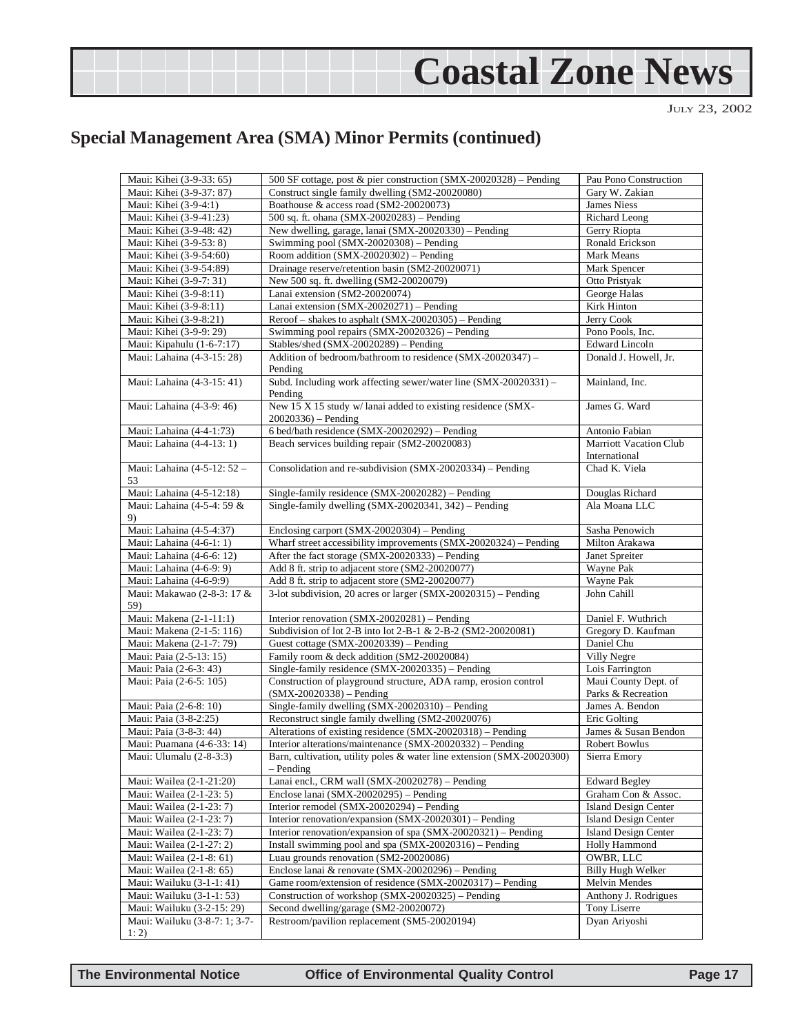## Special Management Area (SMA) Minor Permits (continued)

| | | |
|---|---|---|
| Maui: Kihei (3-9-33: 65) | 500 SF cottage, post & pier construction (SMX-20020328) – Pending | Pau Pono Construction |
| Maui: Kihei (3-9-37: 87) | Construct single family dwelling (SM2-20020080) | Gary W. Zakian |
| Maui: Kihei (3-9-4:1) | Boathouse & access road (SM2-20020073) | James Niess |
| Maui: Kihei (3-9-41:23) | 500 sq. ft. ohana (SMX-20020283) – Pending | Richard Leong |
| Maui: Kihei (3-9-48: 42) | New dwelling, garage, lanai (SMX-20020330) – Pending | Gerry Riopta |
| Maui: Kihei (3-9-53: 8) | Swimming pool (SMX-20020308) – Pending | Ronald Erickson |
| Maui: Kihei (3-9-54:60) | Room addition (SMX-20020302) – Pending | Mark Means |
| Maui: Kihei (3-9-54:89) | Drainage reserve/retention basin (SM2-20020071) | Mark Spencer |
| Maui: Kihei (3-9-7: 31) | New 500 sq. ft. dwelling (SM2-20020079) | Otto Pristyak |
| Maui: Kihei (3-9-8:11) | Lanai extension (SM2-20020074) | George Halas |
| Maui: Kihei (3-9-8:11) | Lanai extension (SMX-20020271) – Pending | Kirk Hinton |
| Maui: Kihei (3-9-8:21) | Reroof – shakes to asphalt (SMX-20020305) – Pending | Jerry Cook |
| Maui: Kihei (3-9-9: 29) | Swimming pool repairs (SMX-20020326) – Pending | Pono Pools, Inc. |
| Maui: Kipahulu (1-6-7:17) | Stables/shed (SMX-20020289) – Pending | Edward Lincoln |
| Maui: Lahaina (4-3-15: 28) | Addition of bedroom/bathroom to residence (SMX-20020347) – Pending | Donald J. Howell, Jr. |
| Maui: Lahaina (4-3-15: 41) | Subd. Including work affecting sewer/water line (SMX-20020331) – Pending | Mainland, Inc. |
| Maui: Lahaina (4-3-9: 46) | New 15 X 15 study w/ lanai added to existing residence (SMX-20020336) – Pending | James G. Ward |
| Maui: Lahaina (4-4-1:73) | 6 bed/bath residence (SMX-20020292) – Pending | Antonio Fabian |
| Maui: Lahaina (4-4-13: 1) | Beach services building repair (SM2-20020083) | Marriott Vacation Club International |
| Maui: Lahaina (4-5-12: 52 – 53 | Consolidation and re-subdivision (SMX-20020334) – Pending | Chad K. Viela |
| Maui: Lahaina (4-5-12:18) | Single-family residence (SMX-20020282) – Pending | Douglas Richard |
| Maui: Lahaina (4-5-4: 59 & 9) | Single-family dwelling (SMX-20020341, 342) – Pending | Ala Moana LLC |
| Maui: Lahaina (4-5-4:37) | Enclosing carport (SMX-20020304) – Pending | Sasha Penowich |
| Maui: Lahaina (4-6-1: 1) | Wharf street accessibility improvements (SMX-20020324) – Pending | Milton Arakawa |
| Maui: Lahaina (4-6-6: 12) | After the fact storage (SMX-20020333) – Pending | Janet Spreiter |
| Maui: Lahaina (4-6-9: 9) | Add 8 ft. strip to adjacent store (SM2-20020077) | Wayne Pak |
| Maui: Lahaina (4-6-9:9) | Add 8 ft. strip to adjacent store (SM2-20020077) | Wayne Pak |
| Maui: Makawao (2-8-3: 17 & 59) | 3-lot subdivision, 20 acres or larger (SMX-20020315) – Pending | John Cahill |
| Maui: Makena (2-1-11:1) | Interior renovation (SMX-20020281) – Pending | Daniel F. Wuthrich |
| Maui: Makena (2-1-5: 116) | Subdivision of lot 2-B into lot 2-B-1 & 2-B-2 (SM2-20020081) | Gregory D. Kaufman |
| Maui: Makena (2-1-7: 79) | Guest cottage (SMX-20020339) – Pending | Daniel Chu |
| Maui: Paia (2-5-13: 15) | Family room & deck addition (SM2-20020084) | Villy Negre |
| Maui: Paia (2-6-3: 43) | Single-family residence (SMX-20020335) – Pending | Lois Farrington |
| Maui: Paia (2-6-5: 105) | Construction of playground structure, ADA ramp, erosion control (SMX-20020338) – Pending | Maui County Dept. of Parks & Recreation |
| Maui: Paia (2-6-8: 10) | Single-family dwelling (SMX-20020310) – Pending | James A. Bendon |
| Maui: Paia (3-8-2:25) | Reconstruct single family dwelling (SM2-20020076) | Eric Golting |
| Maui: Paia (3-8-3: 44) | Alterations of existing residence (SMX-20020318) – Pending | James & Susan Bendon |
| Maui: Puamana (4-6-33: 14) | Interior alterations/maintenance (SMX-20020332) – Pending | Robert Bowlus |
| Maui: Ulumalu (2-8-3:3) | Barn, cultivation, utility poles & water line extension (SMX-20020300) – Pending | Sierra Emory |
| Maui: Wailea (2-1-21:20) | Lanai encl., CRM wall (SMX-20020278) – Pending | Edward Begley |
| Maui: Wailea (2-1-23: 5) | Enclose lanai (SMX-20020295) – Pending | Graham Con & Assoc. |
| Maui: Wailea (2-1-23: 7) | Interior remodel (SMX-20020294) – Pending | Island Design Center |
| Maui: Wailea (2-1-23: 7) | Interior renovation/expansion (SMX-20020301) – Pending | Island Design Center |
| Maui: Wailea (2-1-23: 7) | Interior renovation/expansion of spa (SMX-20020321) – Pending | Island Design Center |
| Maui: Wailea (2-1-27: 2) | Install swimming pool and spa (SMX-20020316) – Pending | Holly Hammond |
| Maui: Wailea (2-1-8: 61) | Luau grounds renovation (SM2-20020086) | OWBR, LLC |
| Maui: Wailea (2-1-8: 65) | Enclose lanai & renovate (SMX-20020296) – Pending | Billy Hugh Welker |
| Maui: Wailuku (3-1-1: 41) | Game room/extension of residence (SMX-20020317) – Pending | Melvin Mendes |
| Maui: Wailuku (3-1-1: 53) | Construction of workshop (SMX-20020325) – Pending | Anthony J. Rodrigues |
| Maui: Wailuku (3-2-15: 29) | Second dwelling/garage (SM2-20020072) | Tony Liserre |
| Maui: Wailuku (3-8-7: 1; 3-7-1: 2) | Restroom/pavilion replacement (SM5-20020194) | Dyan Ariyoshi |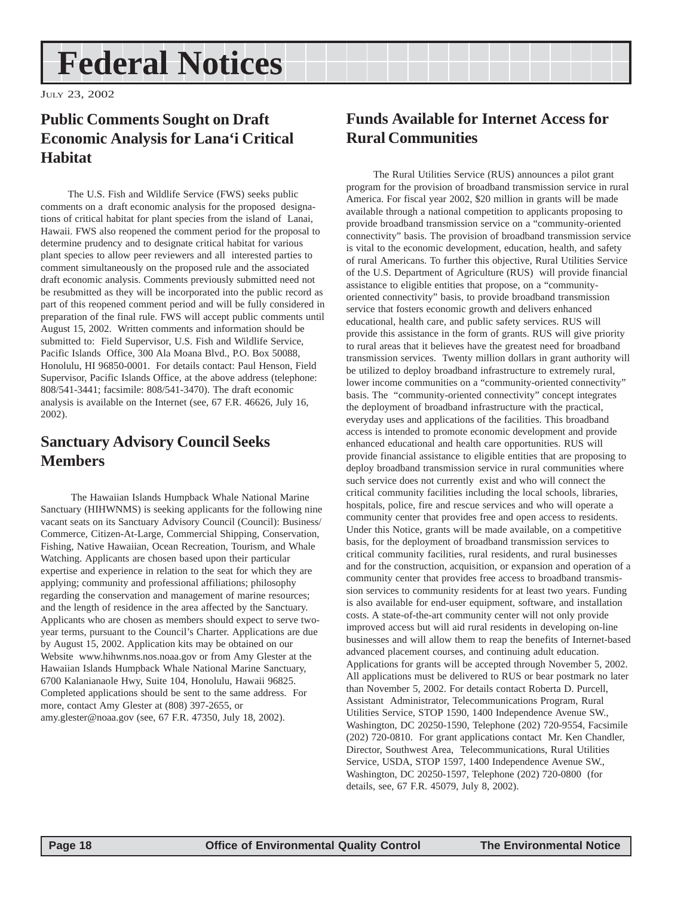# Federal Notices

JULY 23, 2002

## Public Comments Sought on Draft Economic Analysis for Lana'i Critical Habitat

The U.S. Fish and Wildlife Service (FWS) seeks public comments on a draft economic analysis for the proposed designations of critical habitat for plant species from the island of Lanai, Hawaii. FWS also reopened the comment period for the proposal to determine prudency and to designate critical habitat for various plant species to allow peer reviewers and all interested parties to comment simultaneously on the proposed rule and the associated draft economic analysis. Comments previously submitted need not be resubmitted as they will be incorporated into the public record as part of this reopened comment period and will be fully considered in preparation of the final rule. FWS will accept public comments until August 15, 2002. Written comments and information should be submitted to: Field Supervisor, U.S. Fish and Wildlife Service, Pacific Islands Office, 300 Ala Moana Blvd., P.O. Box 50088, Honolulu, HI 96850-0001. For details contact: Paul Henson, Field Supervisor, Pacific Islands Office, at the above address (telephone: 808/541-3441; facsimile: 808/541-3470). The draft economic analysis is available on the Internet (see, 67 F.R. 46626, July 16, 2002).

## Sanctuary Advisory Council Seeks Members

The Hawaiian Islands Humpback Whale National Marine Sanctuary (HIHWNMS) is seeking applicants for the following nine vacant seats on its Sanctuary Advisory Council (Council): Business/ Commerce, Citizen-At-Large, Commercial Shipping, Conservation, Fishing, Native Hawaiian, Ocean Recreation, Tourism, and Whale Watching. Applicants are chosen based upon their particular expertise and experience in relation to the seat for which they are applying; community and professional affiliations; philosophy regarding the conservation and management of marine resources; and the length of residence in the area affected by the Sanctuary. Applicants who are chosen as members should expect to serve two-year terms, pursuant to the Council's Charter. Applications are due by August 15, 2002. Application kits may be obtained on our Website www.hihwnms.nos.noaa.gov or from Amy Glester at the Hawaiian Islands Humpback Whale National Marine Sanctuary, 6700 Kalanianaole Hwy, Suite 104, Honolulu, Hawaii 96825. Completed applications should be sent to the same address. For more, contact Amy Glester at (808) 397-2655, or amy.glester@noaa.gov (see, 67 F.R. 47350, July 18, 2002).

## Funds Available for Internet Access for Rural Communities

The Rural Utilities Service (RUS) announces a pilot grant program for the provision of broadband transmission service in rural America. For fiscal year 2002, $20 million in grants will be made available through a national competition to applicants proposing to provide broadband transmission service on a "community-oriented connectivity" basis. The provision of broadband transmission service is vital to the economic development, education, health, and safety of rural Americans. To further this objective, Rural Utilities Service of the U.S. Department of Agriculture (RUS) will provide financial assistance to eligible entities that propose, on a "community-oriented connectivity" basis, to provide broadband transmission service that fosters economic growth and delivers enhanced educational, health care, and public safety services. RUS will provide this assistance in the form of grants. RUS will give priority to rural areas that it believes have the greatest need for broadband transmission services. Twenty million dollars in grant authority will be utilized to deploy broadband infrastructure to extremely rural, lower income communities on a "community-oriented connectivity" basis. The "community-oriented connectivity" concept integrates the deployment of broadband infrastructure with the practical, everyday uses and applications of the facilities. This broadband access is intended to promote economic development and provide enhanced educational and health care opportunities. RUS will provide financial assistance to eligible entities that are proposing to deploy broadband transmission service in rural communities where such service does not currently exist and who will connect the critical community facilities including the local schools, libraries, hospitals, police, fire and rescue services and who will operate a community center that provides free and open access to residents. Under this Notice, grants will be made available, on a competitive basis, for the deployment of broadband transmission services to critical community facilities, rural residents, and rural businesses and for the construction, acquisition, or expansion and operation of a community center that provides free access to broadband transmission services to community residents for at least two years. Funding is also available for end-user equipment, software, and installation costs. A state-of-the-art community center will not only provide improved access but will aid rural residents in developing on-line businesses and will allow them to reap the benefits of Internet-based advanced placement courses, and continuing adult education. Applications for grants will be accepted through November 5, 2002. All applications must be delivered to RUS or bear postmark no later than November 5, 2002. For details contact Roberta D. Purcell, Assistant Administrator, Telecommunications Program, Rural Utilities Service, STOP 1590, 1400 Independence Avenue SW., Washington, DC 20250-1590, Telephone (202) 720-9554, Facsimile (202) 720-0810. For grant applications contact Mr. Ken Chandler, Director, Southwest Area, Telecommunications, Rural Utilities Service, USDA, STOP 1597, 1400 Independence Avenue SW., Washington, DC 20250-1597, Telephone (202) 720-0800 (for details, see, 67 F.R. 45079, July 8, 2002).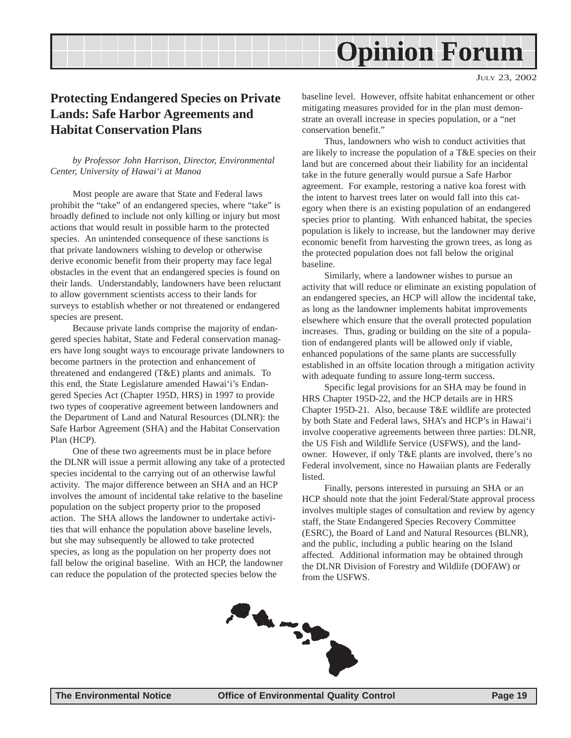# Opinion Forum

July 23, 2002

## Protecting Endangered Species on Private Lands: Safe Harbor Agreements and Habitat Conservation Plans

*by Professor John Harrison, Director, Environmental Center, University of Hawai'i at Manoa*

Most people are aware that State and Federal laws prohibit the "take" of an endangered species, where "take" is broadly defined to include not only killing or injury but most actions that would result in possible harm to the protected species. An unintended consequence of these sanctions is that private landowners wishing to develop or otherwise derive economic benefit from their property may face legal obstacles in the event that an endangered species is found on their lands. Understandably, landowners have been reluctant to allow government scientists access to their lands for surveys to establish whether or not threatened or endangered species are present.

Because private lands comprise the majority of endangered species habitat, State and Federal conservation managers have long sought ways to encourage private landowners to become partners in the protection and enhancement of threatened and endangered (T&E) plants and animals. To this end, the State Legislature amended Hawai'i's Endangered Species Act (Chapter 195D, HRS) in 1997 to provide two types of cooperative agreement between landowners and the Department of Land and Natural Resources (DLNR): the Safe Harbor Agreement (SHA) and the Habitat Conservation Plan (HCP).

One of these two agreements must be in place before the DLNR will issue a permit allowing any take of a protected species incidental to the carrying out of an otherwise lawful activity. The major difference between an SHA and an HCP involves the amount of incidental take relative to the baseline population on the subject property prior to the proposed action. The SHA allows the landowner to undertake activities that will enhance the population above baseline levels, but she may subsequently be allowed to take protected species, as long as the population on her property does not fall below the original baseline. With an HCP, the landowner can reduce the population of the protected species below the baseline level. However, offsite habitat enhancement or other mitigating measures provided for in the plan must demonstrate an overall increase in species population, or a "net conservation benefit."

Thus, landowners who wish to conduct activities that are likely to increase the population of a T&E species on their land but are concerned about their liability for an incidental take in the future generally would pursue a Safe Harbor agreement. For example, restoring a native koa forest with the intent to harvest trees later on would fall into this category when there is an existing population of an endangered species prior to planting. With enhanced habitat, the species population is likely to increase, but the landowner may derive economic benefit from harvesting the grown trees, as long as the protected population does not fall below the original baseline.

Similarly, where a landowner wishes to pursue an activity that will reduce or eliminate an existing population of an endangered species, an HCP will allow the incidental take, as long as the landowner implements habitat improvements elsewhere which ensure that the overall protected population increases. Thus, grading or building on the site of a population of endangered plants will be allowed only if viable, enhanced populations of the same plants are successfully established in an offsite location through a mitigation activity with adequate funding to assure long-term success.

Specific legal provisions for an SHA may be found in HRS Chapter 195D-22, and the HCP details are in HRS Chapter 195D-21. Also, because T&E wildlife are protected by both State and Federal laws, SHA's and HCP's in Hawai'i involve cooperative agreements between three parties: DLNR, the US Fish and Wildlife Service (USFWS), and the landowner. However, if only T&E plants are involved, there's no Federal involvement, since no Hawaiian plants are Federally listed.

Finally, persons interested in pursuing an SHA or an HCP should note that the joint Federal/State approval process involves multiple stages of consultation and review by agency staff, the State Endangered Species Recovery Committee (ESRC), the Board of Land and Natural Resources (BLNR), and the public, including a public hearing on the Island affected. Additional information may be obtained through the DLNR Division of Forestry and Wildlife (DOFAW) or from the USFWS.